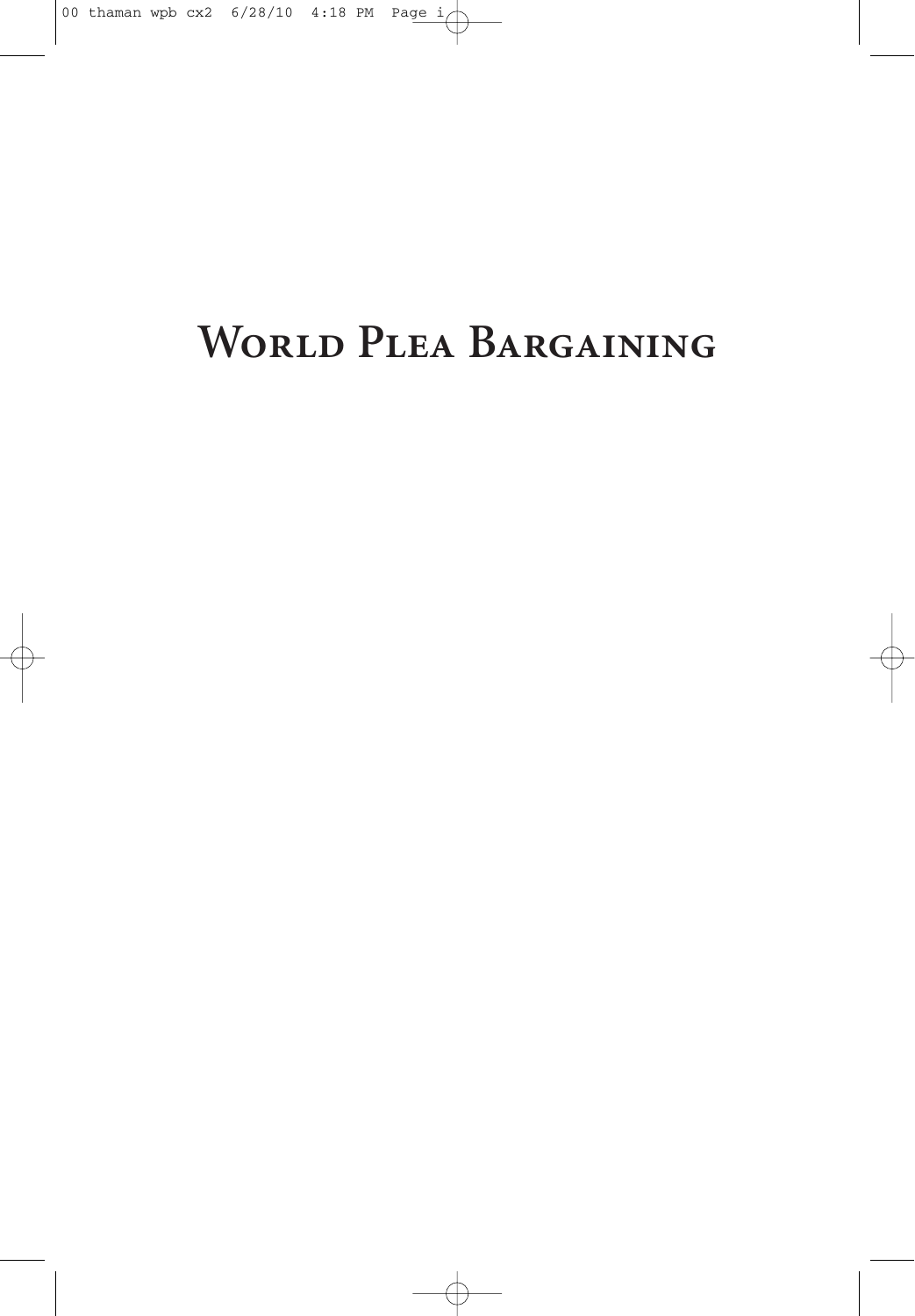# World Plea Bargaining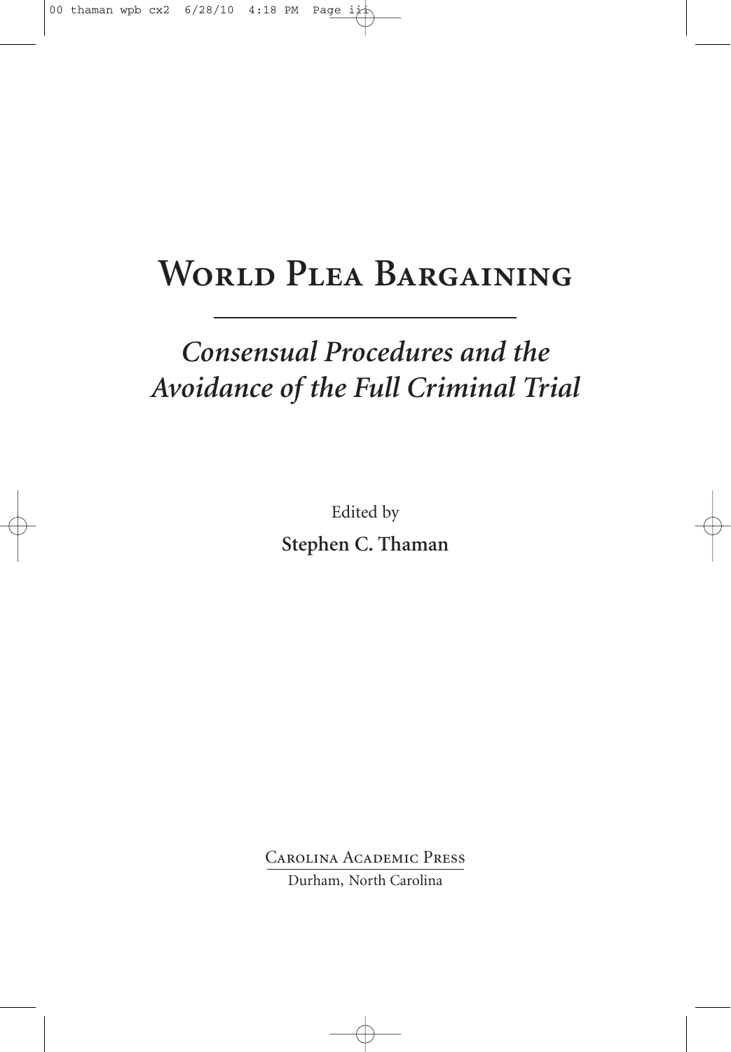# World Plea Bargaining

## *Consensual Procedures and the Avoidance of the Full Criminal Trial*

Edited by

**Stephen C. Thaman**

Carolina Academic Press

Durham, North Carolina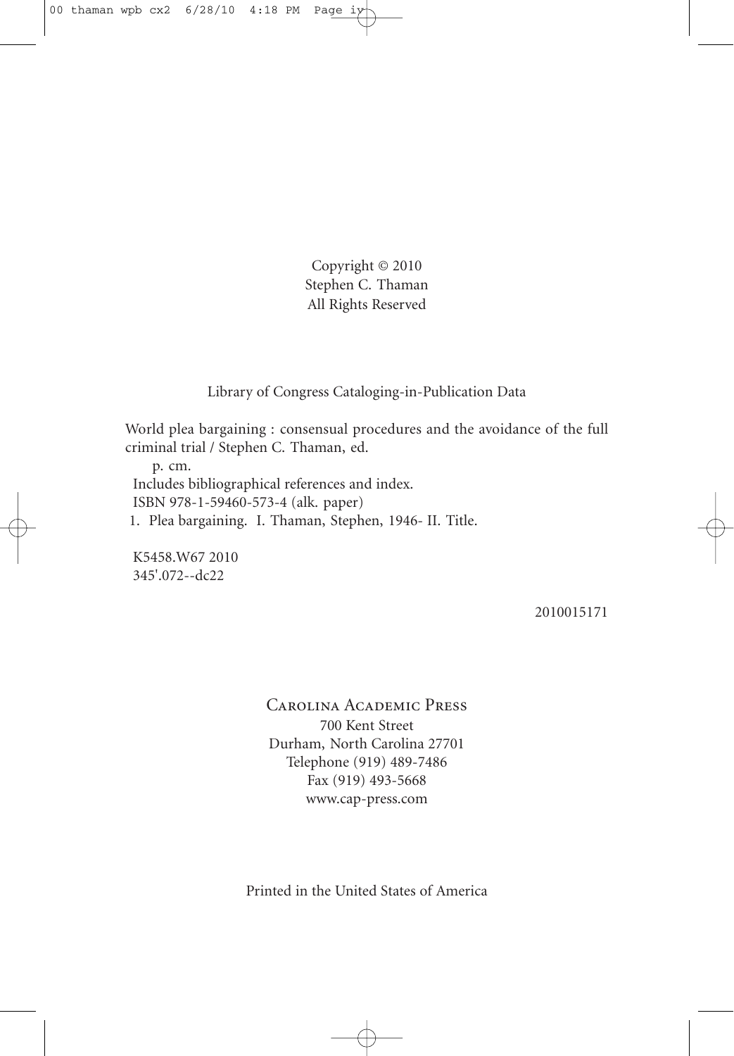Copyright © 2010
Stephen C. Thaman
All Rights Reserved

Library of Congress Cataloging-in-Publication Data

World plea bargaining : consensual procedures and the avoidance of the full criminal trial / Stephen C. Thaman, ed.

p. cm.

Includes bibliographical references and index.

ISBN 978-1-59460-573-4 (alk. paper)

1. Plea bargaining. I. Thaman, Stephen, 1946- II. Title.

K5458.W67 2010
345'.072--dc22

2010015171

Carolina Academic Press
700 Kent Street
Durham, North Carolina 27701
Telephone (919) 489-7486
Fax (919) 493-5668
www.cap-press.com

Printed in the United States of America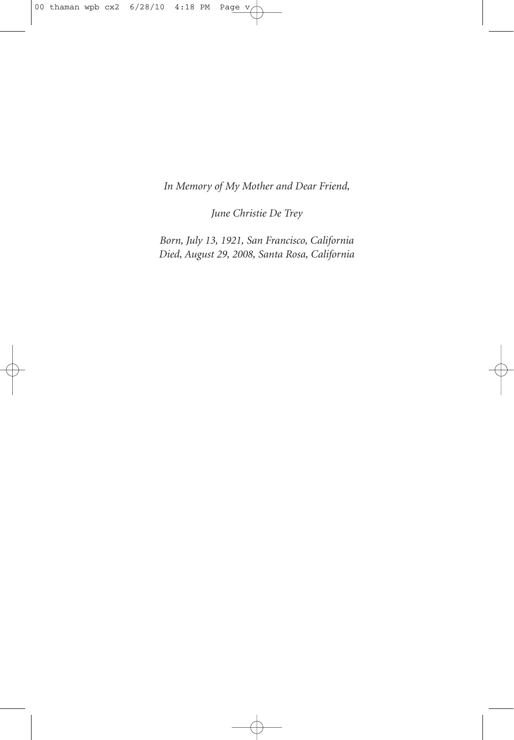*In Memory of My Mother and Dear Friend,*

*June Christie De Trey*

*Born, July 13, 1921, San Francisco, California*
*Died, August 29, 2008, Santa Rosa, California*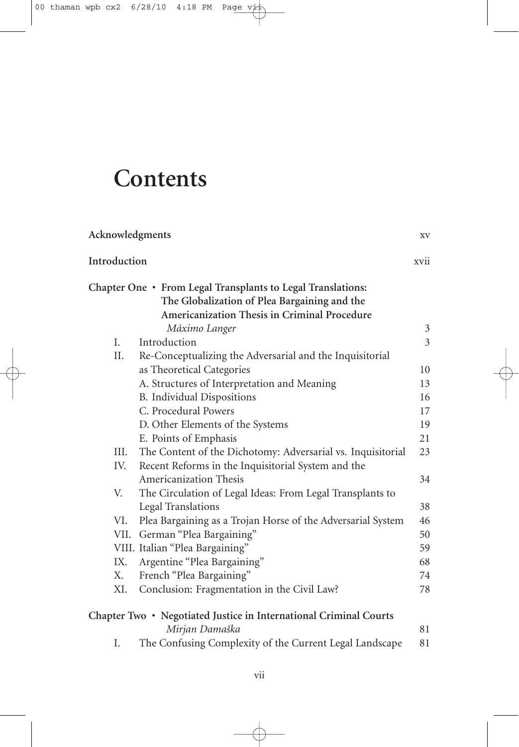# Contents

| | | |
|---|---|---|
| **Acknowledgments** | | xv |
| **Introduction** | | xvii |
| **Chapter One • From Legal Transplants to Legal Translations: The Globalization of Plea Bargaining and the Americanization Thesis in Criminal Procedure** *Máximo Langer* | | 3 |
| I. | Introduction | 3 |
| II. | Re-Conceptualizing the Adversarial and the Inquisitorial as Theoretical Categories | 10 |
| | A. Structures of Interpretation and Meaning | 13 |
| | B. Individual Dispositions | 16 |
| | C. Procedural Powers | 17 |
| | D. Other Elements of the Systems | 19 |
| | E. Points of Emphasis | 21 |
| III. | The Content of the Dichotomy: Adversarial vs. Inquisitorial | 23 |
| IV. | Recent Reforms in the Inquisitorial System and the Americanization Thesis | 34 |
| V. | The Circulation of Legal Ideas: From Legal Transplants to Legal Translations | 38 |
| VI. | Plea Bargaining as a Trojan Horse of the Adversarial System | 46 |
| VII. | German "Plea Bargaining" | 50 |
| VIII. | Italian "Plea Bargaining" | 59 |
| IX. | Argentine "Plea Bargaining" | 68 |
| X. | French "Plea Bargaining" | 74 |
| XI. | Conclusion: Fragmentation in the Civil Law? | 78 |
| **Chapter Two • Negotiated Justice in International Criminal Courts** *Mirjan Damaška* | | 81 |
| I. | The Confusing Complexity of the Current Legal Landscape | 81 |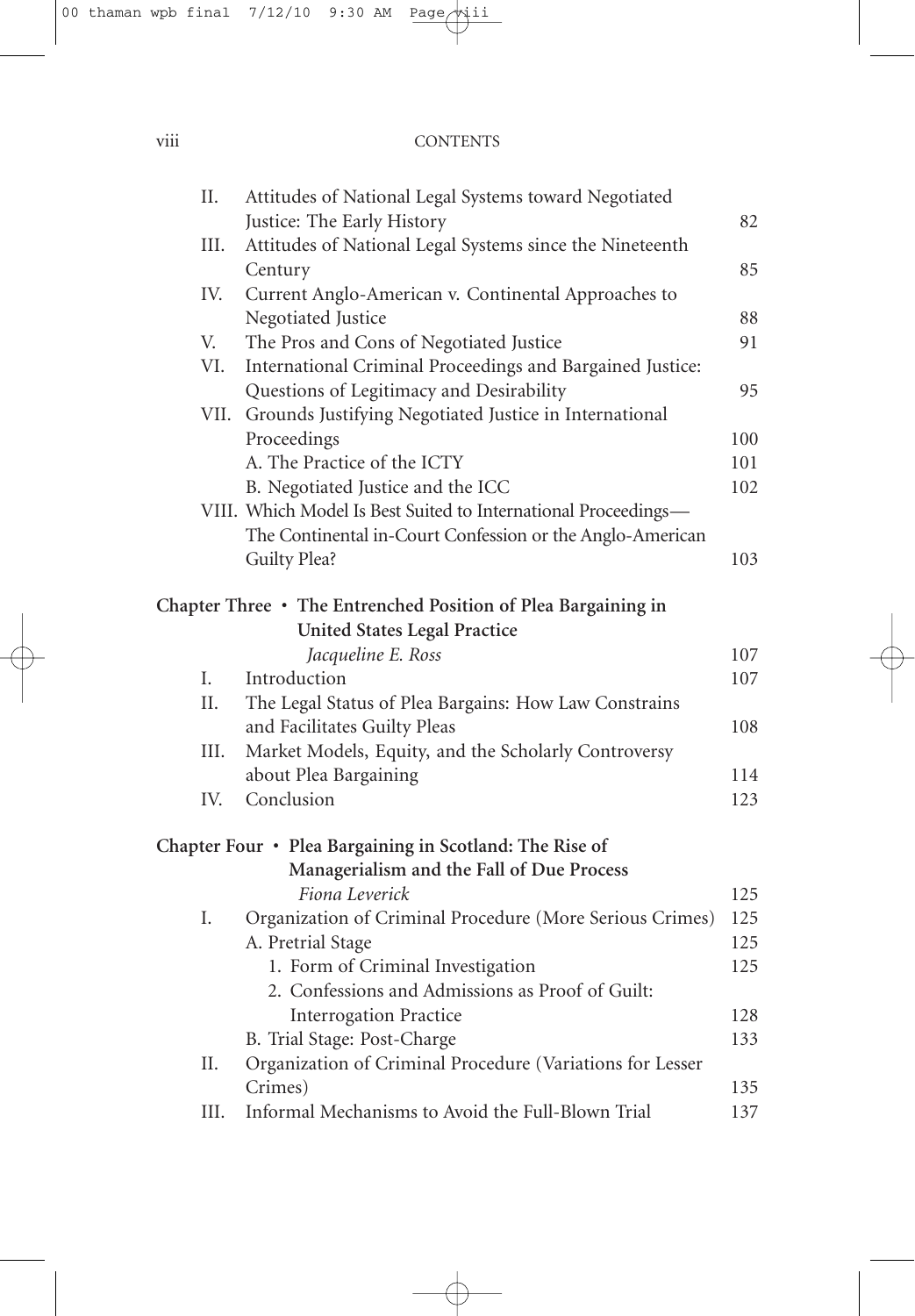| | | |
|---|---|---|
| II. | Attitudes of National Legal Systems toward Negotiated Justice: The Early History | 82 |
| III. | Attitudes of National Legal Systems since the Nineteenth Century | 85 |
| IV. | Current Anglo-American v. Continental Approaches to Negotiated Justice | 88 |
| V. | The Pros and Cons of Negotiated Justice | 91 |
| VI. | International Criminal Proceedings and Bargained Justice: Questions of Legitimacy and Desirability | 95 |
| VII. | Grounds Justifying Negotiated Justice in International Proceedings | 100 |
| | A. The Practice of the ICTY | 101 |
| | B. Negotiated Justice and the ICC | 102 |
| VIII. | Which Model Is Best Suited to International Proceedings—The Continental in-Court Confession or the Anglo-American Guilty Plea? | 103 |

**Chapter Three • The Entrenched Position of Plea Bargaining in United States Legal Practice**

*Jacqueline E. Ross* — 107

| | | |
|---|---|---|
| I. | Introduction | 107 |
| II. | The Legal Status of Plea Bargains: How Law Constrains and Facilitates Guilty Pleas | 108 |
| III. | Market Models, Equity, and the Scholarly Controversy about Plea Bargaining | 114 |
| IV. | Conclusion | 123 |

**Chapter Four • Plea Bargaining in Scotland: The Rise of Managerialism and the Fall of Due Process**

*Fiona Leverick* — 125

| | | |
|---|---|---|
| I. | Organization of Criminal Procedure (More Serious Crimes) | 125 |
| | A. Pretrial Stage | 125 |
| | 1. Form of Criminal Investigation | 125 |
| | 2. Confessions and Admissions as Proof of Guilt: Interrogation Practice | 128 |
| | B. Trial Stage: Post-Charge | 133 |
| II. | Organization of Criminal Procedure (Variations for Lesser Crimes) | 135 |
| III. | Informal Mechanisms to Avoid the Full-Blown Trial | 137 |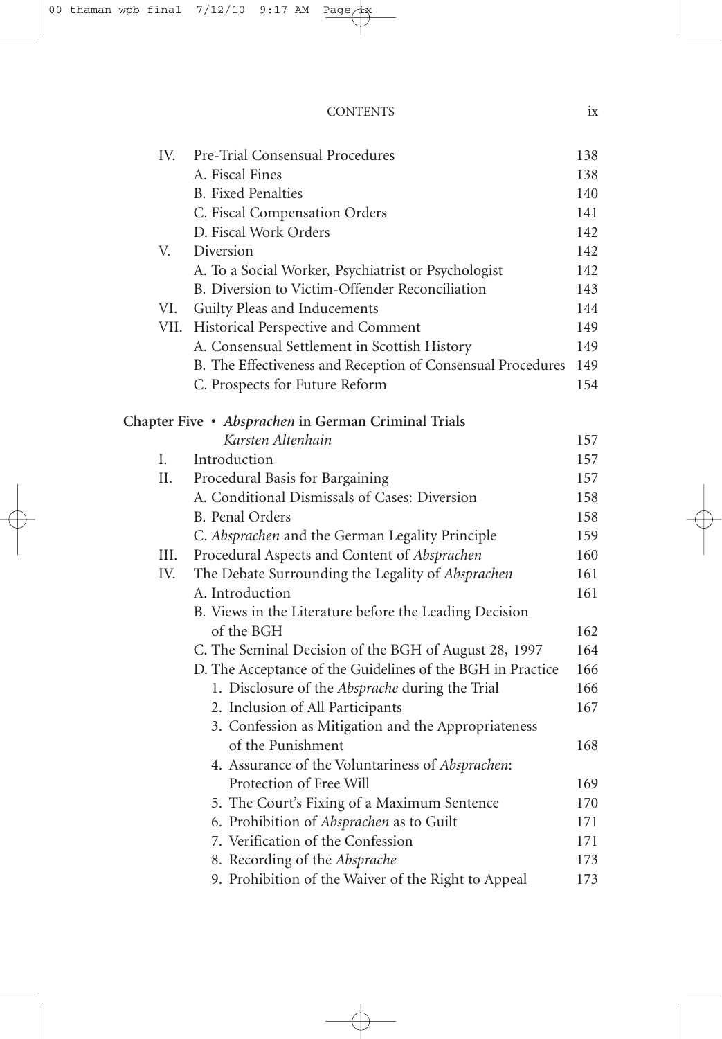| | | |
|---|---|---|
| IV. | Pre-Trial Consensual Procedures | 138 |
| | A. Fiscal Fines | 138 |
| | B. Fixed Penalties | 140 |
| | C. Fiscal Compensation Orders | 141 |
| | D. Fiscal Work Orders | 142 |
| V. | Diversion | 142 |
| | A. To a Social Worker, Psychiatrist or Psychologist | 142 |
| | B. Diversion to Victim-Offender Reconciliation | 143 |
| VI. | Guilty Pleas and Inducements | 144 |
| VII. | Historical Perspective and Comment | 149 |
| | A. Consensual Settlement in Scottish History | 149 |
| | B. The Effectiveness and Reception of Consensual Procedures | 149 |
| | C. Prospects for Future Reform | 154 |

**Chapter Five • *Absprachen* in German Criminal Trials**
*Karsten Altenhain* 157

| | | |
|---|---|---|
| I. | Introduction | 157 |
| II. | Procedural Basis for Bargaining | 157 |
| | A. Conditional Dismissals of Cases: Diversion | 158 |
| | B. Penal Orders | 158 |
| | C. *Absprachen* and the German Legality Principle | 159 |
| III. | Procedural Aspects and Content of *Absprachen* | 160 |
| IV. | The Debate Surrounding the Legality of *Absprachen* | 161 |
| | A. Introduction | 161 |
| | B. Views in the Literature before the Leading Decision of the BGH | 162 |
| | C. The Seminal Decision of the BGH of August 28, 1997 | 164 |
| | D. The Acceptance of the Guidelines of the BGH in Practice | 166 |
| | 1. Disclosure of the *Absprache* during the Trial | 166 |
| | 2. Inclusion of All Participants | 167 |
| | 3. Confession as Mitigation and the Appropriateness of the Punishment | 168 |
| | 4. Assurance of the Voluntariness of *Absprachen*: Protection of Free Will | 169 |
| | 5. The Court's Fixing of a Maximum Sentence | 170 |
| | 6. Prohibition of *Absprachen* as to Guilt | 171 |
| | 7. Verification of the Confession | 171 |
| | 8. Recording of the *Absprache* | 173 |
| | 9. Prohibition of the Waiver of the Right to Appeal | 173 |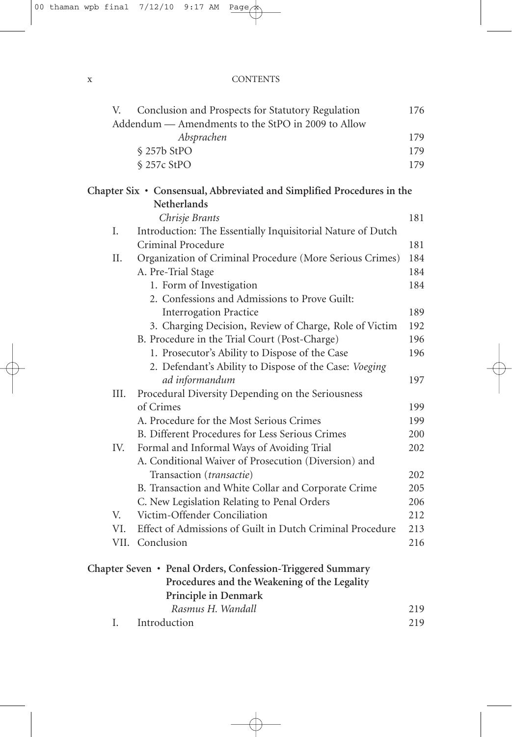| | | |
|---|---|---|
| V. | Conclusion and Prospects for Statutory Regulation | 176 |
| | Addendum — Amendments to the StPO in 2009 to Allow *Absprachen* | 179 |
| | § 257b StPO | 179 |
| | § 257c StPO | 179 |

**Chapter Six • Consensual, Abbreviated and Simplified Procedures in the Netherlands**

*Chrisje Brants* 181

| | | |
|---|---|---|
| I. | Introduction: The Essentially Inquisitorial Nature of Dutch Criminal Procedure | 181 |
| II. | Organization of Criminal Procedure (More Serious Crimes) | 184 |
| | A. Pre-Trial Stage | 184 |
| | 1. Form of Investigation | 184 |
| | 2. Confessions and Admissions to Prove Guilt: Interrogation Practice | 189 |
| | 3. Charging Decision, Review of Charge, Role of Victim | 192 |
| | B. Procedure in the Trial Court (Post-Charge) | 196 |
| | 1. Prosecutor's Ability to Dispose of the Case | 196 |
| | 2. Defendant's Ability to Dispose of the Case: *Voeging ad informandum* | 197 |
| III. | Procedural Diversity Depending on the Seriousness of Crimes | 199 |
| | A. Procedure for the Most Serious Crimes | 199 |
| | B. Different Procedures for Less Serious Crimes | 200 |
| IV. | Formal and Informal Ways of Avoiding Trial | 202 |
| | A. Conditional Waiver of Prosecution (Diversion) and Transaction (*transactie*) | 202 |
| | B. Transaction and White Collar and Corporate Crime | 205 |
| | C. New Legislation Relating to Penal Orders | 206 |
| V. | Victim-Offender Conciliation | 212 |
| VI. | Effect of Admissions of Guilt in Dutch Criminal Procedure | 213 |
| VII. | Conclusion | 216 |

**Chapter Seven • Penal Orders, Confession-Triggered Summary Procedures and the Weakening of the Legality Principle in Denmark**

*Rasmus H. Wandall* 219

| | | |
|---|---|---|
| I. | Introduction | 219 |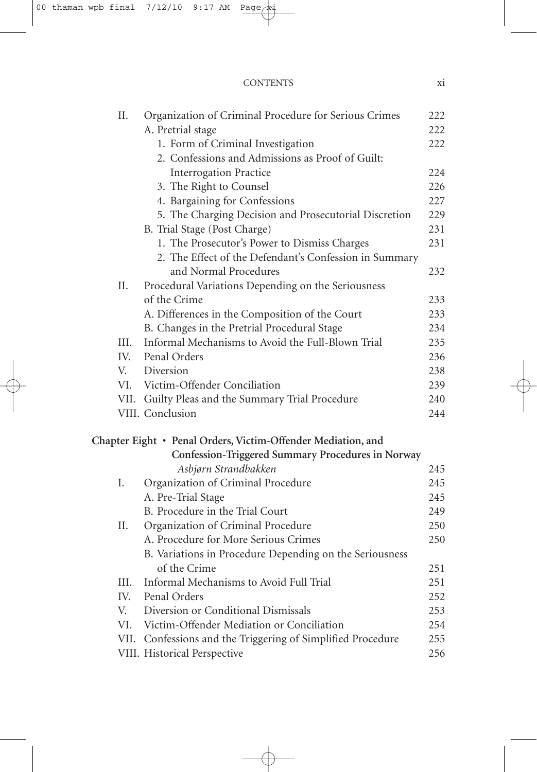| | | |
|---|---|---|
| II. | Organization of Criminal Procedure for Serious Crimes | 222 |
| | A. Pretrial stage | 222 |
| | 1. Form of Criminal Investigation | 222 |
| | 2. Confessions and Admissions as Proof of Guilt: Interrogation Practice | 224 |
| | 3. The Right to Counsel | 226 |
| | 4. Bargaining for Confessions | 227 |
| | 5. The Charging Decision and Prosecutorial Discretion | 229 |
| | B. Trial Stage (Post Charge) | 231 |
| | 1. The Prosecutor's Power to Dismiss Charges | 231 |
| | 2. The Effect of the Defendant's Confession in Summary and Normal Procedures | 232 |
| II. | Procedural Variations Depending on the Seriousness of the Crime | 233 |
| | A. Differences in the Composition of the Court | 233 |
| | B. Changes in the Pretrial Procedural Stage | 234 |
| III. | Informal Mechanisms to Avoid the Full-Blown Trial | 235 |
| IV. | Penal Orders | 236 |
| V. | Diversion | 238 |
| VI. | Victim-Offender Conciliation | 239 |
| VII. | Guilty Pleas and the Summary Trial Procedure | 240 |
| VIII. | Conclusion | 244 |

**Chapter Eight • Penal Orders, Victim-Offender Mediation, and Confession-Triggered Summary Procedures in Norway**

*Asbjørn Strandbakken* — 245

| | | |
|---|---|---|
| I. | Organization of Criminal Procedure | 245 |
| | A. Pre-Trial Stage | 245 |
| | B. Procedure in the Trial Court | 249 |
| II. | Organization of Criminal Procedure | 250 |
| | A. Procedure for More Serious Crimes | 250 |
| | B. Variations in Procedure Depending on the Seriousness of the Crime | 251 |
| III. | Informal Mechanisms to Avoid Full Trial | 251 |
| IV. | Penal Orders | 252 |
| V. | Diversion or Conditional Dismissals | 253 |
| VI. | Victim-Offender Mediation or Conciliation | 254 |
| VII. | Confessions and the Triggering of Simplified Procedure | 255 |
| VIII. | Historical Perspective | 256 |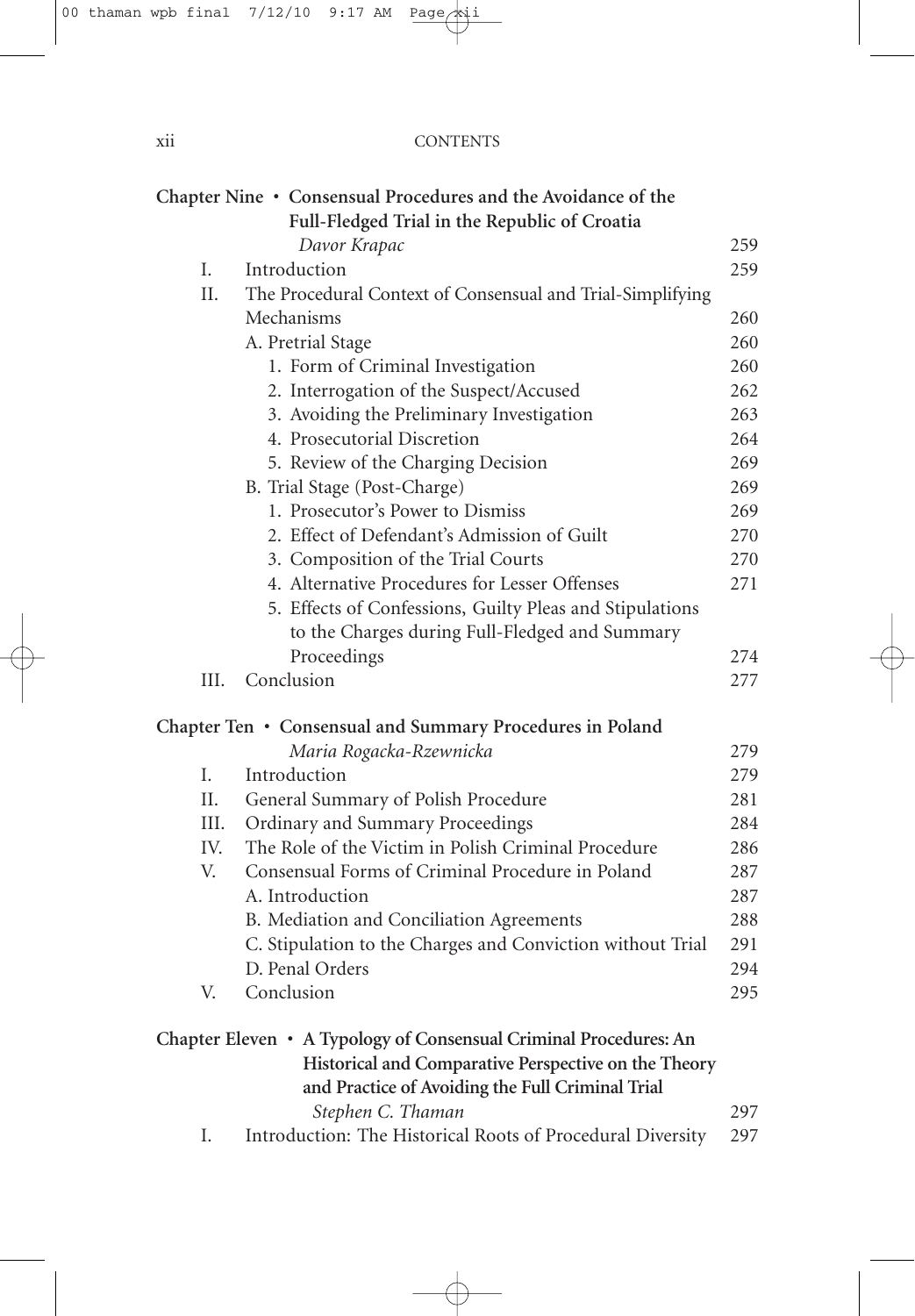**Chapter Nine • Consensual Procedures and the Avoidance of the Full-Fledged Trial in the Republic of Croatia**
*Davor Krapac* 259

- I. Introduction 259
- II. The Procedural Context of Consensual and Trial-Simplifying Mechanisms 260
  - A. Pretrial Stage 260
    - 1. Form of Criminal Investigation 260
    - 2. Interrogation of the Suspect/Accused 262
    - 3. Avoiding the Preliminary Investigation 263
    - 4. Prosecutorial Discretion 264
    - 5. Review of the Charging Decision 269
  - B. Trial Stage (Post-Charge) 269
    - 1. Prosecutor's Power to Dismiss 269
    - 2. Effect of Defendant's Admission of Guilt 270
    - 3. Composition of the Trial Courts 270
    - 4. Alternative Procedures for Lesser Offenses 271
    - 5. Effects of Confessions, Guilty Pleas and Stipulations to the Charges during Full-Fledged and Summary Proceedings 274
- III. Conclusion 277

**Chapter Ten • Consensual and Summary Procedures in Poland**
*Maria Rogacka-Rzewnicka* 279

- I. Introduction 279
- II. General Summary of Polish Procedure 281
- III. Ordinary and Summary Proceedings 284
- IV. The Role of the Victim in Polish Criminal Procedure 286
- V. Consensual Forms of Criminal Procedure in Poland 287
  - A. Introduction 287
  - B. Mediation and Conciliation Agreements 288
  - C. Stipulation to the Charges and Conviction without Trial 291
  - D. Penal Orders 294
- V. Conclusion 295

**Chapter Eleven • A Typology of Consensual Criminal Procedures: An Historical and Comparative Perspective on the Theory and Practice of Avoiding the Full Criminal Trial**
*Stephen C. Thaman* 297

- I. Introduction: The Historical Roots of Procedural Diversity 297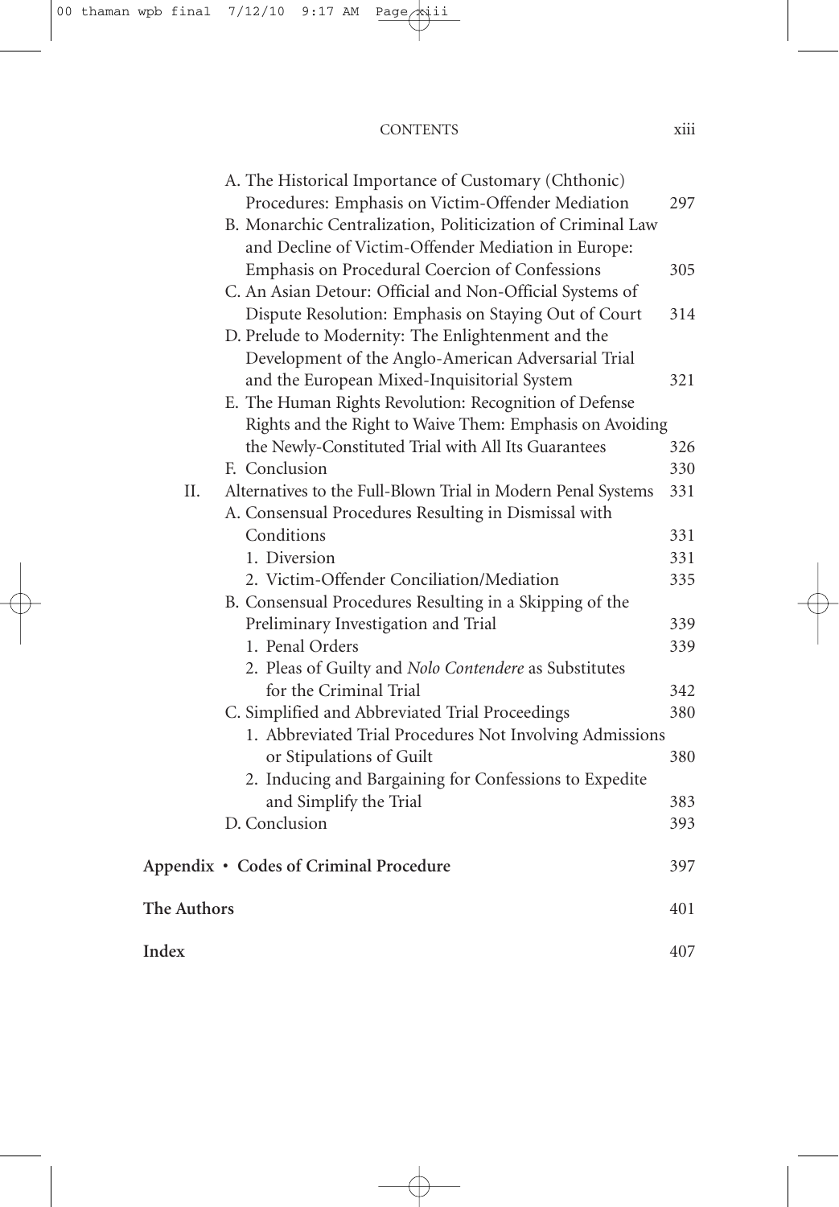A. The Historical Importance of Customary (Chthonic) Procedures: Emphasis on Victim-Offender Mediation 297

B. Monarchic Centralization, Politicization of Criminal Law and Decline of Victim-Offender Mediation in Europe: Emphasis on Procedural Coercion of Confessions 305

C. An Asian Detour: Official and Non-Official Systems of Dispute Resolution: Emphasis on Staying Out of Court 314

D. Prelude to Modernity: The Enlightenment and the Development of the Anglo-American Adversarial Trial and the European Mixed-Inquisitorial System 321

E. The Human Rights Revolution: Recognition of Defense Rights and the Right to Waive Them: Emphasis on Avoiding the Newly-Constituted Trial with All Its Guarantees 326

F. Conclusion 330

II. Alternatives to the Full-Blown Trial in Modern Penal Systems 331

A. Consensual Procedures Resulting in Dismissal with Conditions 331

1. Diversion 331
2. Victim-Offender Conciliation/Mediation 335

B. Consensual Procedures Resulting in a Skipping of the Preliminary Investigation and Trial 339

1. Penal Orders 339
2. Pleas of Guilty and *Nolo Contendere* as Substitutes for the Criminal Trial 342

C. Simplified and Abbreviated Trial Proceedings 380

1. Abbreviated Trial Procedures Not Involving Admissions or Stipulations of Guilt 380
2. Inducing and Bargaining for Confessions to Expedite and Simplify the Trial 383

D. Conclusion 393

**Appendix • Codes of Criminal Procedure** 397

**The Authors** 401

**Index** 407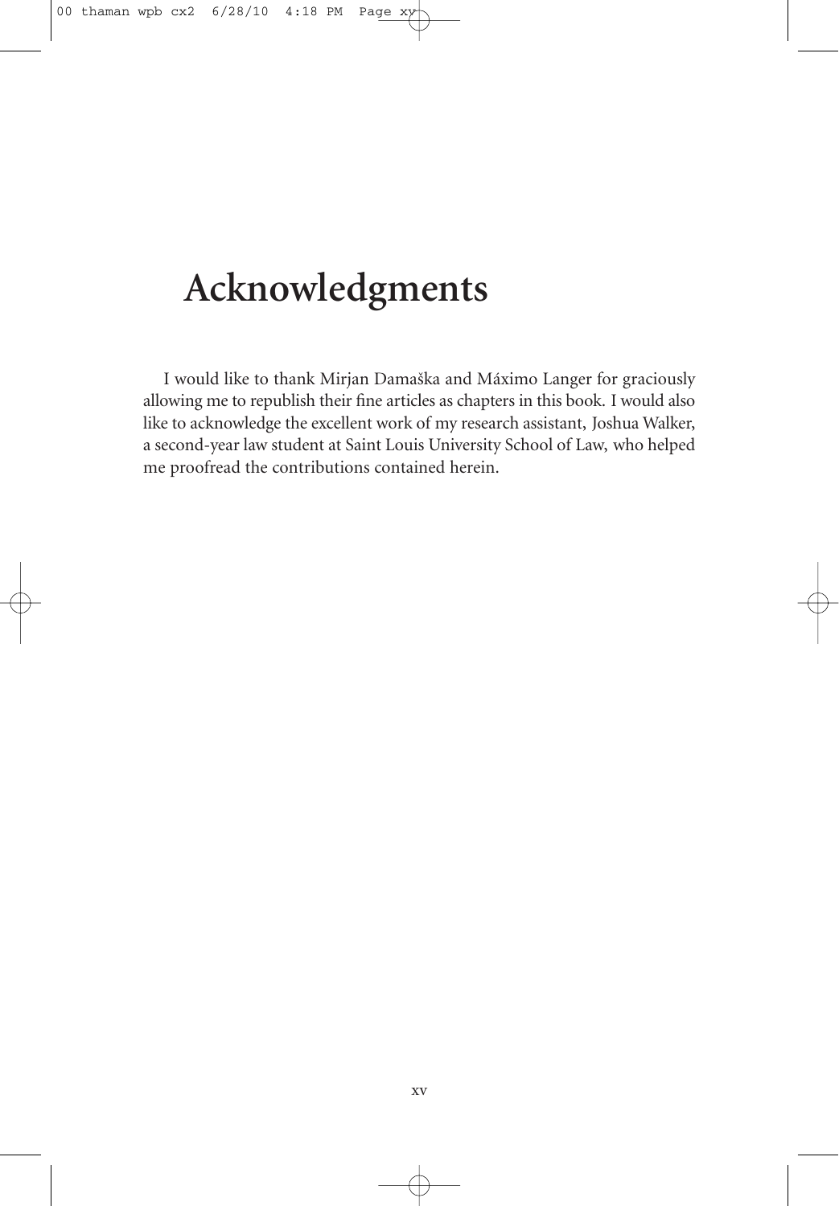# Acknowledgments

I would like to thank Mirjan Damaška and Máximo Langer for graciously allowing me to republish their fine articles as chapters in this book. I would also like to acknowledge the excellent work of my research assistant, Joshua Walker, a second-year law student at Saint Louis University School of Law, who helped me proofread the contributions contained herein.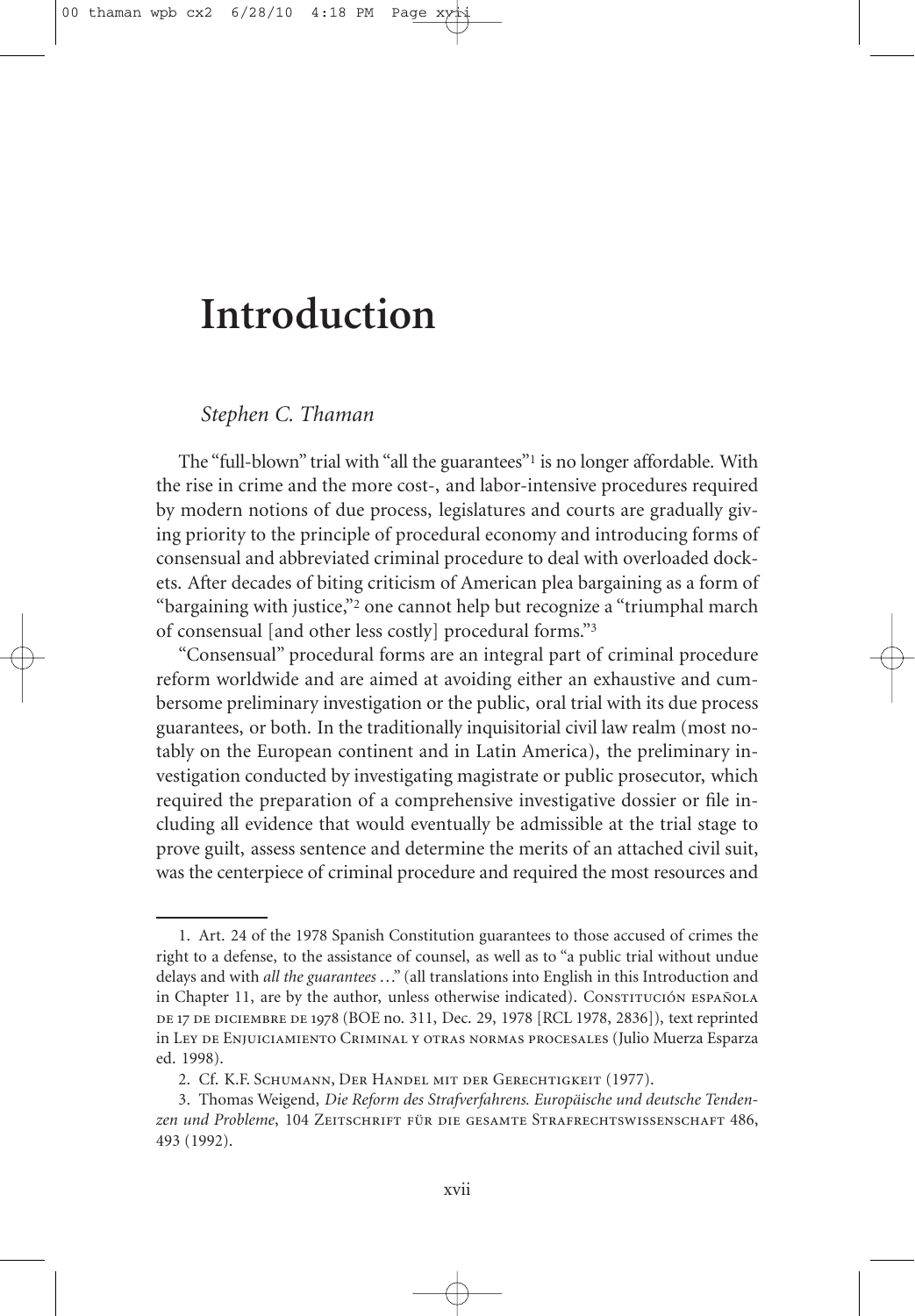# Introduction

*Stephen C. Thaman*

The "full-blown" trial with "all the guarantees"[1] is no longer affordable. With the rise in crime and the more cost-, and labor-intensive procedures required by modern notions of due process, legislatures and courts are gradually giving priority to the principle of procedural economy and introducing forms of consensual and abbreviated criminal procedure to deal with overloaded dockets. After decades of biting criticism of American plea bargaining as a form of "bargaining with justice,"[2] one cannot help but recognize a "triumphal march of consensual [and other less costly] procedural forms."[3]

"Consensual" procedural forms are an integral part of criminal procedure reform worldwide and are aimed at avoiding either an exhaustive and cumbersome preliminary investigation or the public, oral trial with its due process guarantees, or both. In the traditionally inquisitorial civil law realm (most notably on the European continent and in Latin America), the preliminary investigation conducted by investigating magistrate or public prosecutor, which required the preparation of a comprehensive investigative dossier or file including all evidence that would eventually be admissible at the trial stage to prove guilt, assess sentence and determine the merits of an attached civil suit, was the centerpiece of criminal procedure and required the most resources and

---

1. Art. 24 of the 1978 Spanish Constitution guarantees to those accused of crimes the right to a defense, to the assistance of counsel, as well as to "a public trial without undue delays and with *all the guarantees* …" (all translations into English in this Introduction and in Chapter 11, are by the author, unless otherwise indicated). Constitución española de 17 de diciembre de 1978 (BOE no. 311, Dec. 29, 1978 [RCL 1978, 2836]), text reprinted in Ley de Enjuiciamiento Criminal y otras normas procesales (Julio Muerza Esparza ed. 1998).

2. Cf. K.F. Schumann, Der Handel mit der Gerechtigkeit (1977).

3. Thomas Weigend, *Die Reform des Strafverfahrens. Europäische und deutsche Tendenzen und Probleme*, 104 Zeitschrift für die gesamte Strafrechtswissenschaft 486, 493 (1992).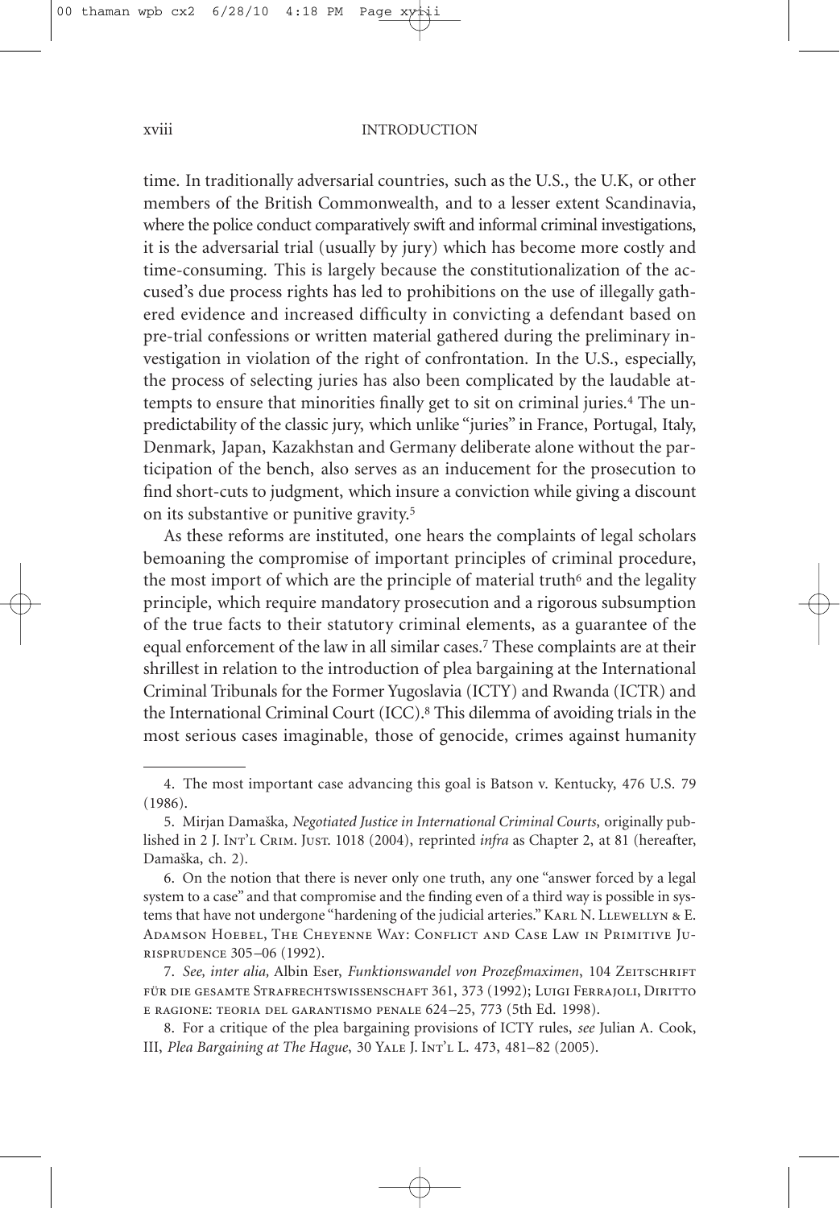time. In traditionally adversarial countries, such as the U.S., the U.K, or other members of the British Commonwealth, and to a lesser extent Scandinavia, where the police conduct comparatively swift and informal criminal investigations, it is the adversarial trial (usually by jury) which has become more costly and time-consuming. This is largely because the constitutionalization of the accused's due process rights has led to prohibitions on the use of illegally gathered evidence and increased difficulty in convicting a defendant based on pre-trial confessions or written material gathered during the preliminary investigation in violation of the right of confrontation. In the U.S., especially, the process of selecting juries has also been complicated by the laudable attempts to ensure that minorities finally get to sit on criminal juries.[4] The unpredictability of the classic jury, which unlike "juries" in France, Portugal, Italy, Denmark, Japan, Kazakhstan and Germany deliberate alone without the participation of the bench, also serves as an inducement for the prosecution to find short-cuts to judgment, which insure a conviction while giving a discount on its substantive or punitive gravity.[5]

As these reforms are instituted, one hears the complaints of legal scholars bemoaning the compromise of important principles of criminal procedure, the most import of which are the principle of material truth[6] and the legality principle, which require mandatory prosecution and a rigorous subsumption of the true facts to their statutory criminal elements, as a guarantee of the equal enforcement of the law in all similar cases.[7] These complaints are at their shrillest in relation to the introduction of plea bargaining at the International Criminal Tribunals for the Former Yugoslavia (ICTY) and Rwanda (ICTR) and the International Criminal Court (ICC).[8] This dilemma of avoiding trials in the most serious cases imaginable, those of genocide, crimes against humanity

---

4. The most important case advancing this goal is Batson v. Kentucky, 476 U.S. 79 (1986).

5. Mirjan Damaška, *Negotiated Justice in International Criminal Courts*, originally published in 2 J. Int'l Crim. Just. 1018 (2004), reprinted *infra* as Chapter 2, at 81 (hereafter, Damaška, ch. 2).

6. On the notion that there is never only one truth, any one "answer forced by a legal system to a case" and that compromise and the finding even of a third way is possible in systems that have not undergone "hardening of the judicial arteries." Karl N. Llewellyn & E. Adamson Hoebel, The Cheyenne Way: Conflict and Case Law in Primitive Jurisprudence 305–06 (1992).

7. *See, inter alia,* Albin Eser, *Funktionswandel von Prozeßmaximen*, 104 Zeitschrift für die gesamte Strafrechtswissenschaft 361, 373 (1992); Luigi Ferrajoli, Diritto e ragione: teoria del garantismo penale 624–25, 773 (5th Ed. 1998).

8. For a critique of the plea bargaining provisions of ICTY rules, *see* Julian A. Cook, III, *Plea Bargaining at The Hague*, 30 Yale J. Int'l L. 473, 481–82 (2005).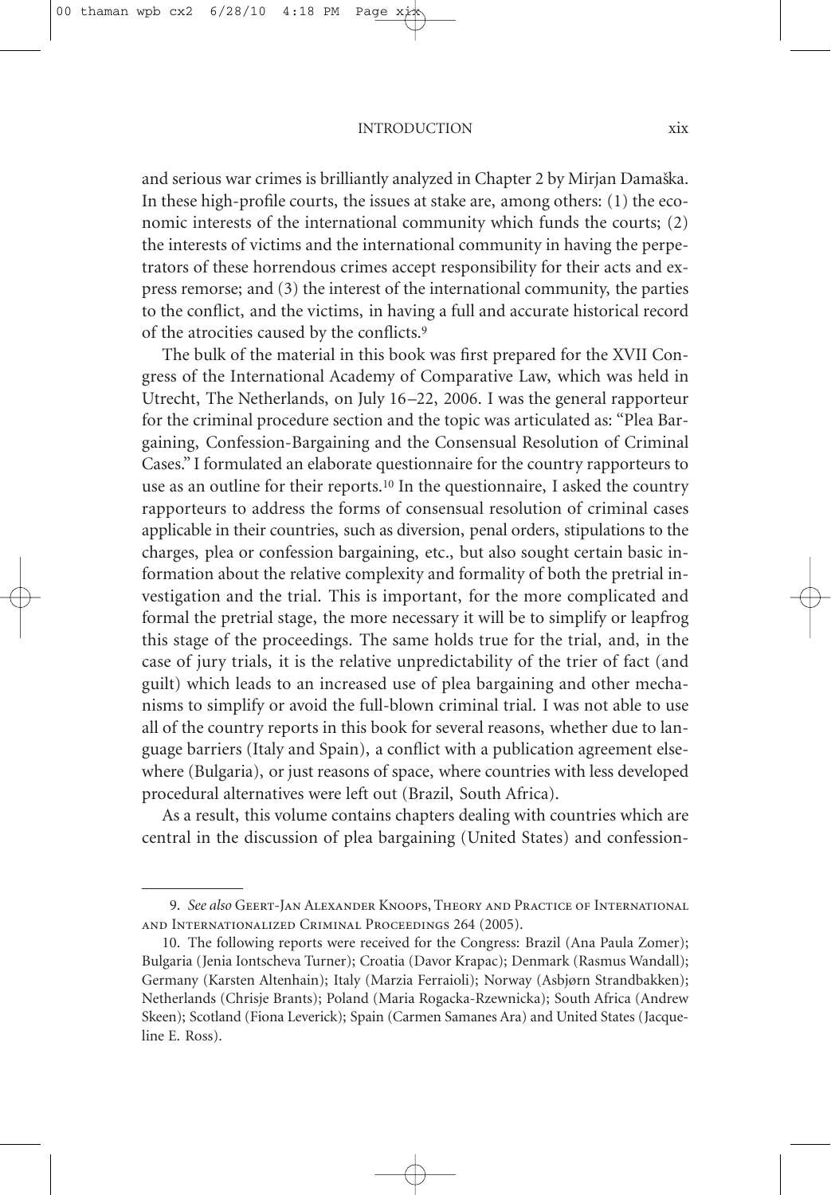and serious war crimes is brilliantly analyzed in Chapter 2 by Mirjan Damaška. In these high-profile courts, the issues at stake are, among others: (1) the economic interests of the international community which funds the courts; (2) the interests of victims and the international community in having the perpetrators of these horrendous crimes accept responsibility for their acts and express remorse; and (3) the interest of the international community, the parties to the conflict, and the victims, in having a full and accurate historical record of the atrocities caused by the conflicts.[9]

The bulk of the material in this book was first prepared for the XVII Congress of the International Academy of Comparative Law, which was held in Utrecht, The Netherlands, on July 16–22, 2006. I was the general rapporteur for the criminal procedure section and the topic was articulated as: "Plea Bargaining, Confession-Bargaining and the Consensual Resolution of Criminal Cases." I formulated an elaborate questionnaire for the country rapporteurs to use as an outline for their reports.[10] In the questionnaire, I asked the country rapporteurs to address the forms of consensual resolution of criminal cases applicable in their countries, such as diversion, penal orders, stipulations to the charges, plea or confession bargaining, etc., but also sought certain basic information about the relative complexity and formality of both the pretrial investigation and the trial. This is important, for the more complicated and formal the pretrial stage, the more necessary it will be to simplify or leapfrog this stage of the proceedings. The same holds true for the trial, and, in the case of jury trials, it is the relative unpredictability of the trier of fact (and guilt) which leads to an increased use of plea bargaining and other mechanisms to simplify or avoid the full-blown criminal trial. I was not able to use all of the country reports in this book for several reasons, whether due to language barriers (Italy and Spain), a conflict with a publication agreement elsewhere (Bulgaria), or just reasons of space, where countries with less developed procedural alternatives were left out (Brazil, South Africa).

As a result, this volume contains chapters dealing with countries which are central in the discussion of plea bargaining (United States) and confession-

---

9. *See also* Geert-Jan Alexander Knoops, Theory and Practice of International and Internationalized Criminal Proceedings 264 (2005).

10. The following reports were received for the Congress: Brazil (Ana Paula Zomer); Bulgaria (Jenia Iontscheva Turner); Croatia (Davor Krapac); Denmark (Rasmus Wandall); Germany (Karsten Altenhain); Italy (Marzia Ferraioli); Norway (Asbjørn Strandbakken); Netherlands (Chrisje Brants); Poland (Maria Rogacka-Rzewnicka); South Africa (Andrew Skeen); Scotland (Fiona Leverick); Spain (Carmen Samanes Ara) and United States (Jacqueline E. Ross).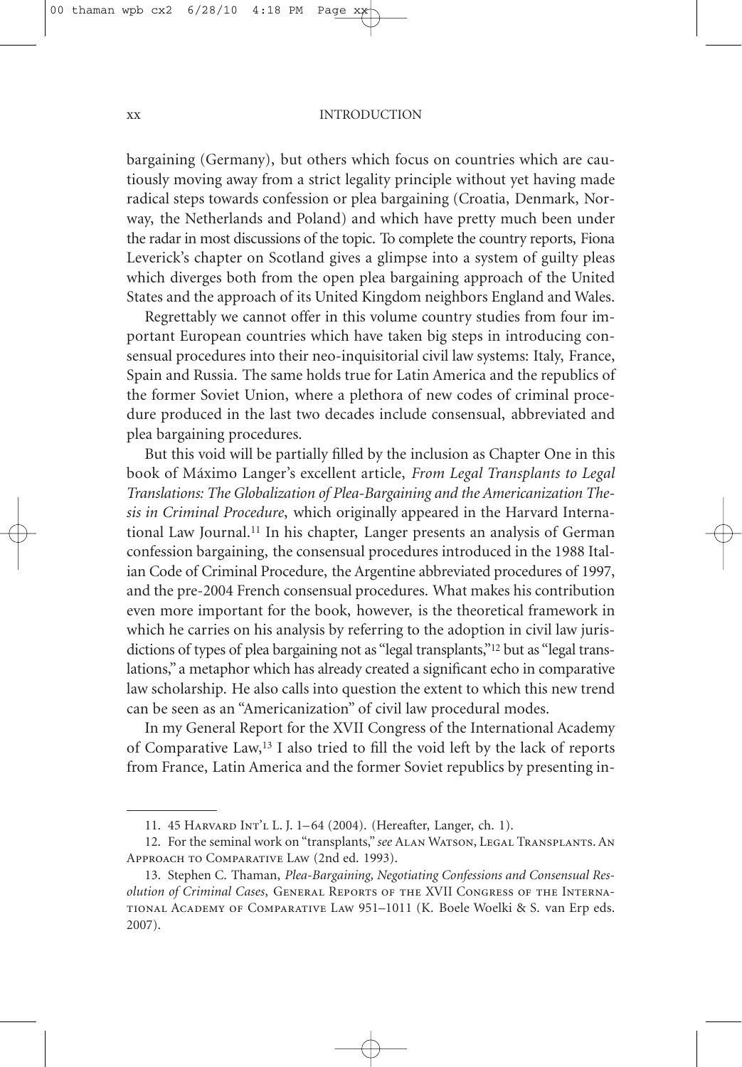bargaining (Germany), but others which focus on countries which are cautiously moving away from a strict legality principle without yet having made radical steps towards confession or plea bargaining (Croatia, Denmark, Norway, the Netherlands and Poland) and which have pretty much been under the radar in most discussions of the topic. To complete the country reports, Fiona Leverick's chapter on Scotland gives a glimpse into a system of guilty pleas which diverges both from the open plea bargaining approach of the United States and the approach of its United Kingdom neighbors England and Wales.

Regrettably we cannot offer in this volume country studies from four important European countries which have taken big steps in introducing consensual procedures into their neo-inquisitorial civil law systems: Italy, France, Spain and Russia. The same holds true for Latin America and the republics of the former Soviet Union, where a plethora of new codes of criminal procedure produced in the last two decades include consensual, abbreviated and plea bargaining procedures.

But this void will be partially filled by the inclusion as Chapter One in this book of Máximo Langer's excellent article, *From Legal Transplants to Legal Translations: The Globalization of Plea-Bargaining and the Americanization Thesis in Criminal Procedure*, which originally appeared in the Harvard International Law Journal.[11] In his chapter, Langer presents an analysis of German confession bargaining, the consensual procedures introduced in the 1988 Italian Code of Criminal Procedure, the Argentine abbreviated procedures of 1997, and the pre-2004 French consensual procedures. What makes his contribution even more important for the book, however, is the theoretical framework in which he carries on his analysis by referring to the adoption in civil law jurisdictions of types of plea bargaining not as "legal transplants,"[12] but as "legal translations," a metaphor which has already created a significant echo in comparative law scholarship. He also calls into question the extent to which this new trend can be seen as an "Americanization" of civil law procedural modes.

In my General Report for the XVII Congress of the International Academy of Comparative Law,[13] I also tried to fill the void left by the lack of reports from France, Latin America and the former Soviet republics by presenting in-

---

11. 45 Harvard Int'l L. J. 1–64 (2004). (Hereafter, Langer, ch. 1).

12. For the seminal work on "transplants," *see* Alan Watson, Legal Transplants. An Approach to Comparative Law (2nd ed. 1993).

13. Stephen C. Thaman, *Plea-Bargaining, Negotiating Confessions and Consensual Resolution of Criminal Cases*, General Reports of the XVII Congress of the International Academy of Comparative Law 951–1011 (K. Boele Woelki & S. van Erp eds. 2007).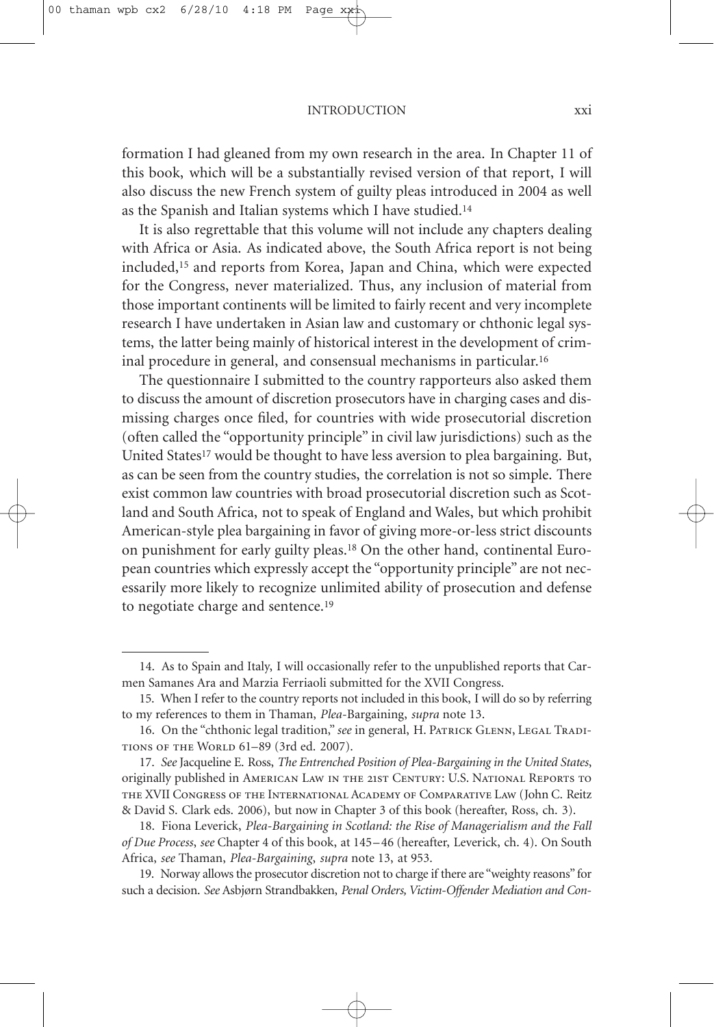formation I had gleaned from my own research in the area. In Chapter 11 of this book, which will be a substantially revised version of that report, I will also discuss the new French system of guilty pleas introduced in 2004 as well as the Spanish and Italian systems which I have studied.[14]

It is also regrettable that this volume will not include any chapters dealing with Africa or Asia. As indicated above, the South Africa report is not being included,[15] and reports from Korea, Japan and China, which were expected for the Congress, never materialized. Thus, any inclusion of material from those important continents will be limited to fairly recent and very incomplete research I have undertaken in Asian law and customary or chthonic legal systems, the latter being mainly of historical interest in the development of criminal procedure in general, and consensual mechanisms in particular.[16]

The questionnaire I submitted to the country rapporteurs also asked them to discuss the amount of discretion prosecutors have in charging cases and dismissing charges once filed, for countries with wide prosecutorial discretion (often called the "opportunity principle" in civil law jurisdictions) such as the United States[17] would be thought to have less aversion to plea bargaining. But, as can be seen from the country studies, the correlation is not so simple. There exist common law countries with broad prosecutorial discretion such as Scotland and South Africa, not to speak of England and Wales, but which prohibit American-style plea bargaining in favor of giving more-or-less strict discounts on punishment for early guilty pleas.[18] On the other hand, continental European countries which expressly accept the "opportunity principle" are not necessarily more likely to recognize unlimited ability of prosecution and defense to negotiate charge and sentence.[19]

---

14. As to Spain and Italy, I will occasionally refer to the unpublished reports that Carmen Samanes Ara and Marzia Ferriaoli submitted for the XVII Congress.

15. When I refer to the country reports not included in this book, I will do so by referring to my references to them in Thaman, *Plea-*Bargaining, *supra* note 13.

16. On the "chthonic legal tradition," *see* in general, H. Patrick Glenn, Legal Traditions of the World 61–89 (3rd ed. 2007).

17. *See* Jacqueline E. Ross, *The Entrenched Position of Plea-Bargaining in the United States*, originally published in American Law in the 21st Century: U.S. National Reports to the XVII Congress of the International Academy of Comparative Law (John C. Reitz & David S. Clark eds. 2006), but now in Chapter 3 of this book (hereafter, Ross, ch. 3).

18. Fiona Leverick, *Plea-Bargaining in Scotland: the Rise of Managerialism and the Fall of Due Process*, *see* Chapter 4 of this book, at 145–46 (hereafter, Leverick, ch. 4). On South Africa, *see* Thaman, *Plea-Bargaining*, *supra* note 13, at 953.

19. Norway allows the prosecutor discretion not to charge if there are "weighty reasons" for such a decision. *See* Asbjørn Strandbakken, *Penal Orders, Victim-Offender Mediation and Con-*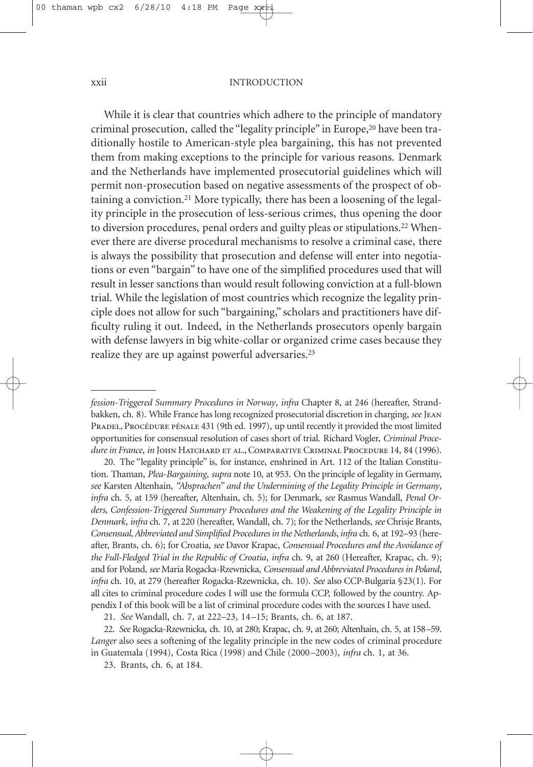While it is clear that countries which adhere to the principle of mandatory criminal prosecution, called the "legality principle" in Europe,[20] have been traditionally hostile to American-style plea bargaining, this has not prevented them from making exceptions to the principle for various reasons. Denmark and the Netherlands have implemented prosecutorial guidelines which will permit non-prosecution based on negative assessments of the prospect of obtaining a conviction.[21] More typically, there has been a loosening of the legality principle in the prosecution of less-serious crimes, thus opening the door to diversion procedures, penal orders and guilty pleas or stipulations.[22] Whenever there are diverse procedural mechanisms to resolve a criminal case, there is always the possibility that prosecution and defense will enter into negotiations or even "bargain" to have one of the simplified procedures used that will result in lesser sanctions than would result following conviction at a full-blown trial. While the legislation of most countries which recognize the legality principle does not allow for such "bargaining," scholars and practitioners have difficulty ruling it out. Indeed, in the Netherlands prosecutors openly bargain with defense lawyers in big white-collar or organized crime cases because they realize they are up against powerful adversaries.[23]

---

*fession-Triggered Summary Procedures in Norway*, *infra* Chapter 8, at 246 (hereafter, Strandbakken, ch. 8). While France has long recognized prosecutorial discretion in charging, *see* Jean Pradel, Procédure pénale 431 (9th ed. 1997), up until recently it provided the most limited opportunities for consensual resolution of cases short of trial. Richard Vogler, *Criminal Procedure in France*, *in* John Hatchard et al., Comparative Criminal Procedure 14, 84 (1996).

20. The "legality principle" is, for instance, enshrined in Art. 112 of the Italian Constitution. Thaman, *Plea-Bargaining*, *supra* note 10, at 953. On the principle of legality in Germany, *see* Karsten Altenhain, *"Absprachen" and the Undermining of the Legality Principle in Germany*, *infra* ch. 5, at 159 (hereafter, Altenhain, ch. 5); for Denmark, *see* Rasmus Wandall, *Penal Orders, Confession-Triggered Summary Procedures and the Weakening of the Legality Principle in Denmark*, *infra* ch. 7, at 220 (hereafter, Wandall, ch. 7); for the Netherlands, *see* Chrisje Brants, *Consensual, Abbreviated and Simplified Procedures in the Netherlands*, *infra* ch. 6, at 192–93 (hereafter, Brants, ch. 6); for Croatia, *see* Davor Krapac, *Consensual Procedures and the Avoidance of the Full-Fledged Trial in the Republic of Croatia*, *infra* ch. 9, at 260 (Hereafter, Krapac, ch. 9); and for Poland, *see* Maria Rogacka-Rzewnicka, *Consensual and Abbreviated Procedures in Poland*, *infra* ch. 10, at 279 (hereafter Rogacka-Rzewnicka, ch. 10). *See* also CCP-Bulgaria §23(1). For all cites to criminal procedure codes I will use the formula CCP, followed by the country. Appendix I of this book will be a list of criminal procedure codes with the sources I have used.

21. *See* Wandall, ch. 7, at 222–23, 14–15; Brants, ch. 6, at 187.

22. *See* Rogacka-Rzewnicka, ch. 10, at 280; Krapac, ch. 9, at 260; Altenhain, ch. 5, at 158–59. *Langer* also sees a softening of the legality principle in the new codes of criminal procedure in Guatemala (1994), Costa Rica (1998) and Chile (2000–2003), *infra* ch. 1, at 36.

23. Brants, ch. 6, at 184.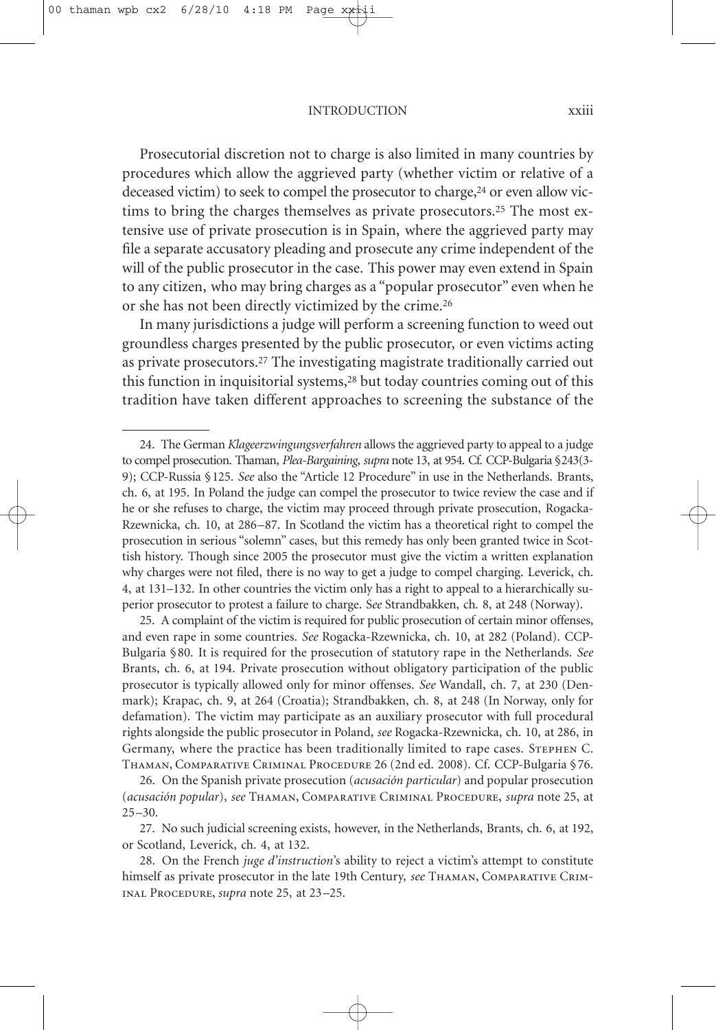Prosecutorial discretion not to charge is also limited in many countries by procedures which allow the aggrieved party (whether victim or relative of a deceased victim) to seek to compel the prosecutor to charge,[24] or even allow victims to bring the charges themselves as private prosecutors.[25] The most extensive use of private prosecution is in Spain, where the aggrieved party may file a separate accusatory pleading and prosecute any crime independent of the will of the public prosecutor in the case. This power may even extend in Spain to any citizen, who may bring charges as a "popular prosecutor" even when he or she has not been directly victimized by the crime.[26]

In many jurisdictions a judge will perform a screening function to weed out groundless charges presented by the public prosecutor, or even victims acting as private prosecutors.[27] The investigating magistrate traditionally carried out this function in inquisitorial systems,[28] but today countries coming out of this tradition have taken different approaches to screening the substance of the

---

24. The German *Klageerzwingungsverfahren* allows the aggrieved party to appeal to a judge to compel prosecution. Thaman, *Plea-Bargaining*, *supra* note 13, at 954. Cf. CCP-Bulgaria §243(3-9); CCP-Russia §125. *See* also the "Article 12 Procedure" in use in the Netherlands. Brants, ch. 6, at 195. In Poland the judge can compel the prosecutor to twice review the case and if he or she refuses to charge, the victim may proceed through private prosecution, Rogacka-Rzewnicka, ch. 10, at 286–87. In Scotland the victim has a theoretical right to compel the prosecution in serious "solemn" cases, but this remedy has only been granted twice in Scottish history. Though since 2005 the prosecutor must give the victim a written explanation why charges were not filed, there is no way to get a judge to compel charging. Leverick, ch. 4, at 131–132. In other countries the victim only has a right to appeal to a hierarchically superior prosecutor to protest a failure to charge. S*ee* Strandbakken, ch. 8, at 248 (Norway).

25. A complaint of the victim is required for public prosecution of certain minor offenses, and even rape in some countries. *See* Rogacka-Rzewnicka, ch. 10, at 282 (Poland). CCP-Bulgaria §80. It is required for the prosecution of statutory rape in the Netherlands. *See* Brants, ch. 6, at 194. Private prosecution without obligatory participation of the public prosecutor is typically allowed only for minor offenses. *See* Wandall, ch. 7, at 230 (Denmark); Krapac, ch. 9, at 264 (Croatia); Strandbakken, ch. 8, at 248 (In Norway, only for defamation). The victim may participate as an auxiliary prosecutor with full procedural rights alongside the public prosecutor in Poland, *see* Rogacka-Rzewnicka, ch. 10, at 286, in Germany, where the practice has been traditionally limited to rape cases. Stephen C. Thaman, Comparative Criminal Procedure 26 (2nd ed. 2008). Cf. CCP-Bulgaria §76.

26. On the Spanish private prosecution (*acusación particular*) and popular prosecution (*acusación popular*), *see* Thaman, Comparative Criminal Procedure, *supra* note 25, at 25–30.

27. No such judicial screening exists, however, in the Netherlands, Brants, ch. 6, at 192, or Scotland, Leverick, ch. 4, at 132.

28. On the French *juge d'instruction*'s ability to reject a victim's attempt to constitute himself as private prosecutor in the late 19th Century, *see* Thaman, Comparative Criminal Procedure, *supra* note 25, at 23–25.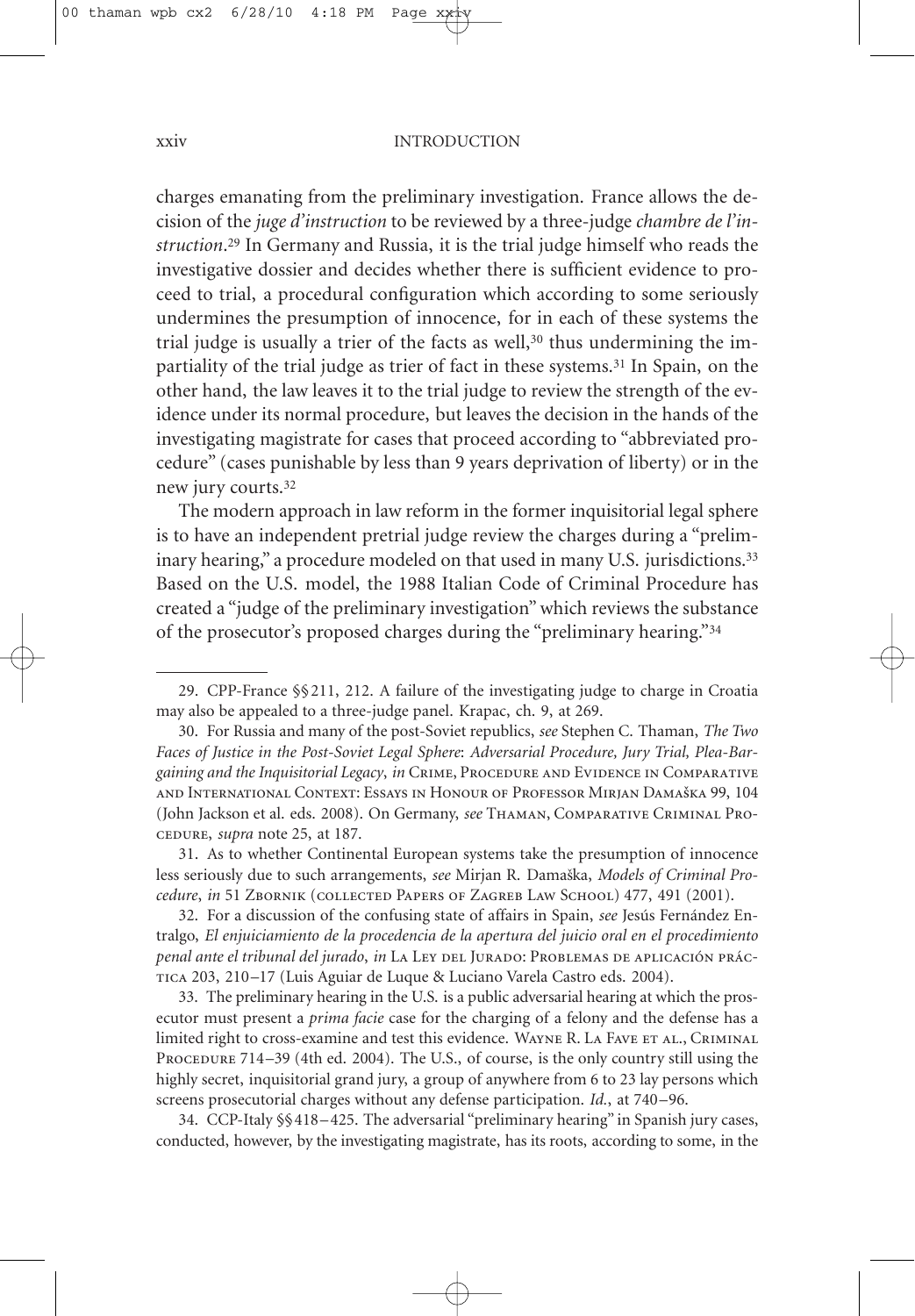charges emanating from the preliminary investigation. France allows the decision of the *juge d'instruction* to be reviewed by a three-judge *chambre de l'instruction*.[29] In Germany and Russia, it is the trial judge himself who reads the investigative dossier and decides whether there is sufficient evidence to proceed to trial, a procedural configuration which according to some seriously undermines the presumption of innocence, for in each of these systems the trial judge is usually a trier of the facts as well,[30] thus undermining the impartiality of the trial judge as trier of fact in these systems.[31] In Spain, on the other hand, the law leaves it to the trial judge to review the strength of the evidence under its normal procedure, but leaves the decision in the hands of the investigating magistrate for cases that proceed according to "abbreviated procedure" (cases punishable by less than 9 years deprivation of liberty) or in the new jury courts.[32]

The modern approach in law reform in the former inquisitorial legal sphere is to have an independent pretrial judge review the charges during a "preliminary hearing," a procedure modeled on that used in many U.S. jurisdictions.[33] Based on the U.S. model, the 1988 Italian Code of Criminal Procedure has created a "judge of the preliminary investigation" which reviews the substance of the prosecutor's proposed charges during the "preliminary hearing."[34]

---

29. CPP-France §§211, 212. A failure of the investigating judge to charge in Croatia may also be appealed to a three-judge panel. Krapac, ch. 9, at 269.

30. For Russia and many of the post-Soviet republics, *see* Stephen C. Thaman, *The Two Faces of Justice in the Post-Soviet Legal Sphere*: *Adversarial Procedure, Jury Trial, Plea-Bargaining and the Inquisitorial Legacy*, *in* Crime, Procedure and Evidence in Comparative and International Context: Essays in Honour of Professor Mirjan Damaška 99, 104 (John Jackson et al. eds. 2008). On Germany, *see* Thaman, Comparative Criminal Procedure, *supra* note 25, at 187.

31. As to whether Continental European systems take the presumption of innocence less seriously due to such arrangements, *see* Mirjan R. Damaška, *Models of Criminal Procedure*, *in* 51 Zbornik (collected Papers of Zagreb Law School) 477, 491 (2001).

32. For a discussion of the confusing state of affairs in Spain, *see* Jesús Fernández Entralgo, *El enjuiciamiento de la procedencia de la apertura del juicio oral en el procedimiento penal ante el tribunal del jurado*, *in* La Ley del Jurado: Problemas de aplicación práctica 203, 210–17 (Luis Aguiar de Luque & Luciano Varela Castro eds. 2004).

33. The preliminary hearing in the U.S. is a public adversarial hearing at which the prosecutor must present a *prima facie* case for the charging of a felony and the defense has a limited right to cross-examine and test this evidence. Wayne R. La Fave et al., Criminal Procedure 714–39 (4th ed. 2004). The U.S., of course, is the only country still using the highly secret, inquisitorial grand jury, a group of anywhere from 6 to 23 lay persons which screens prosecutorial charges without any defense participation. *Id.*, at 740–96.

34. CCP-Italy §§418–425. The adversarial "preliminary hearing" in Spanish jury cases, conducted, however, by the investigating magistrate, has its roots, according to some, in the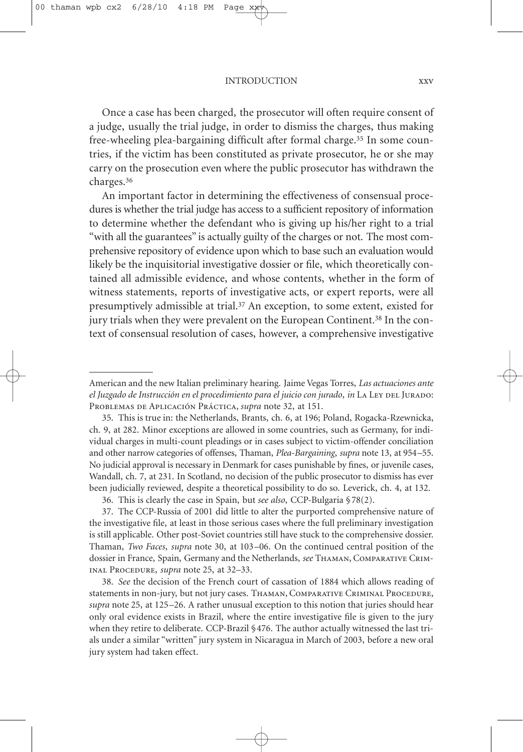Once a case has been charged, the prosecutor will often require consent of a judge, usually the trial judge, in order to dismiss the charges, thus making free-wheeling plea-bargaining difficult after formal charge.[35] In some countries, if the victim has been constituted as private prosecutor, he or she may carry on the prosecution even where the public prosecutor has withdrawn the charges.[36]

An important factor in determining the effectiveness of consensual procedures is whether the trial judge has access to a sufficient repository of information to determine whether the defendant who is giving up his/her right to a trial "with all the guarantees" is actually guilty of the charges or not. The most comprehensive repository of evidence upon which to base such an evaluation would likely be the inquisitorial investigative dossier or file, which theoretically contained all admissible evidence, and whose contents, whether in the form of witness statements, reports of investigative acts, or expert reports, were all presumptively admissible at trial.[37] An exception, to some extent, existed for jury trials when they were prevalent on the European Continent.[38] In the context of consensual resolution of cases, however, a comprehensive investigative

---

American and the new Italian preliminary hearing. Jaime Vegas Torres, *Las actuaciones ante el Juzgado de Instrucción en el procedimiento para el juicio con jurado*, *in* La Ley del Jurado: Problemas de Aplicación Práctica, *supra* note 32, at 151.

35. This is true in: the Netherlands, Brants, ch. 6, at 196; Poland, Rogacka-Rzewnicka, ch. 9, at 282. Minor exceptions are allowed in some countries, such as Germany, for individual charges in multi-count pleadings or in cases subject to victim-offender conciliation and other narrow categories of offenses, Thaman, *Plea-Bargaining*, *supra* note 13, at 954–55. No judicial approval is necessary in Denmark for cases punishable by fines, or juvenile cases, Wandall, ch. 7, at 231. In Scotland, no decision of the public prosecutor to dismiss has ever been judicially reviewed, despite a theoretical possibility to do so. Leverick, ch. 4, at 132.

36. This is clearly the case in Spain, but *see also*, CCP-Bulgaria §78(2).

37. The CCP-Russia of 2001 did little to alter the purported comprehensive nature of the investigative file, at least in those serious cases where the full preliminary investigation is still applicable. Other post-Soviet countries still have stuck to the comprehensive dossier. Thaman, *Two Faces*, *supra* note 30, at 103–06. On the continued central position of the dossier in France, Spain, Germany and the Netherlands, *see* Thaman, Comparative Criminal Procedure, *supra* note 25, at 32–33.

38. *See* the decision of the French court of cassation of 1884 which allows reading of statements in non-jury, but not jury cases. Thaman, Comparative Criminal Procedure, *supra* note 25, at 125–26. A rather unusual exception to this notion that juries should hear only oral evidence exists in Brazil, where the entire investigative file is given to the jury when they retire to deliberate. CCP-Brazil §476. The author actually witnessed the last trials under a similar "written" jury system in Nicaragua in March of 2003, before a new oral jury system had taken effect.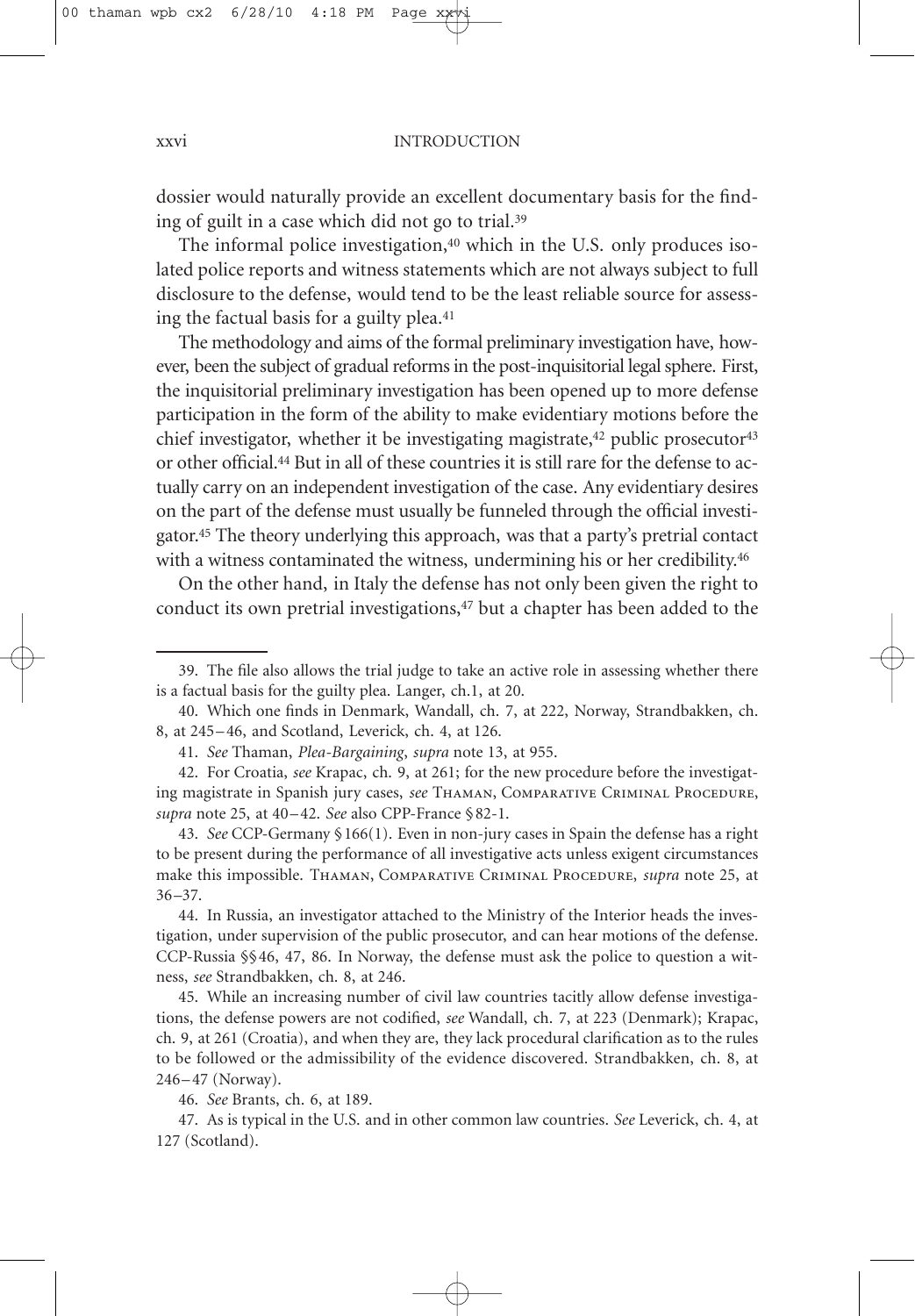dossier would naturally provide an excellent documentary basis for the finding of guilt in a case which did not go to trial.[39]

The informal police investigation,[40] which in the U.S. only produces isolated police reports and witness statements which are not always subject to full disclosure to the defense, would tend to be the least reliable source for assessing the factual basis for a guilty plea.[41]

The methodology and aims of the formal preliminary investigation have, however, been the subject of gradual reforms in the post-inquisitorial legal sphere. First, the inquisitorial preliminary investigation has been opened up to more defense participation in the form of the ability to make evidentiary motions before the chief investigator, whether it be investigating magistrate,[42] public prosecutor[43] or other official.[44] But in all of these countries it is still rare for the defense to actually carry on an independent investigation of the case. Any evidentiary desires on the part of the defense must usually be funneled through the official investigator.[45] The theory underlying this approach, was that a party's pretrial contact with a witness contaminated the witness, undermining his or her credibility.[46]

On the other hand, in Italy the defense has not only been given the right to conduct its own pretrial investigations,[47] but a chapter has been added to the

---

39. The file also allows the trial judge to take an active role in assessing whether there is a factual basis for the guilty plea. Langer, ch.1, at 20.

40. Which one finds in Denmark, Wandall, ch. 7, at 222, Norway, Strandbakken, ch. 8, at 245–46, and Scotland, Leverick, ch. 4, at 126.

41. *See* Thaman, *Plea-Bargaining*, *supra* note 13, at 955.

42. For Croatia, *see* Krapac, ch. 9, at 261; for the new procedure before the investigating magistrate in Spanish jury cases, *see* THAMAN, COMPARATIVE CRIMINAL PROCEDURE, *supra* note 25, at 40–42. *See* also CPP-France § 82-1.

43. *See* CCP-Germany § 166(1). Even in non-jury cases in Spain the defense has a right to be present during the performance of all investigative acts unless exigent circumstances make this impossible. THAMAN, COMPARATIVE CRIMINAL PROCEDURE, *supra* note 25, at 36–37.

44. In Russia, an investigator attached to the Ministry of the Interior heads the investigation, under supervision of the public prosecutor, and can hear motions of the defense. CCP-Russia §§ 46, 47, 86. In Norway, the defense must ask the police to question a witness, *see* Strandbakken, ch. 8, at 246.

45. While an increasing number of civil law countries tacitly allow defense investigations, the defense powers are not codified, *see* Wandall, ch. 7, at 223 (Denmark); Krapac, ch. 9, at 261 (Croatia), and when they are, they lack procedural clarification as to the rules to be followed or the admissibility of the evidence discovered. Strandbakken, ch. 8, at 246–47 (Norway).

46. *See* Brants, ch. 6, at 189.

47. As is typical in the U.S. and in other common law countries. *See* Leverick, ch. 4, at 127 (Scotland).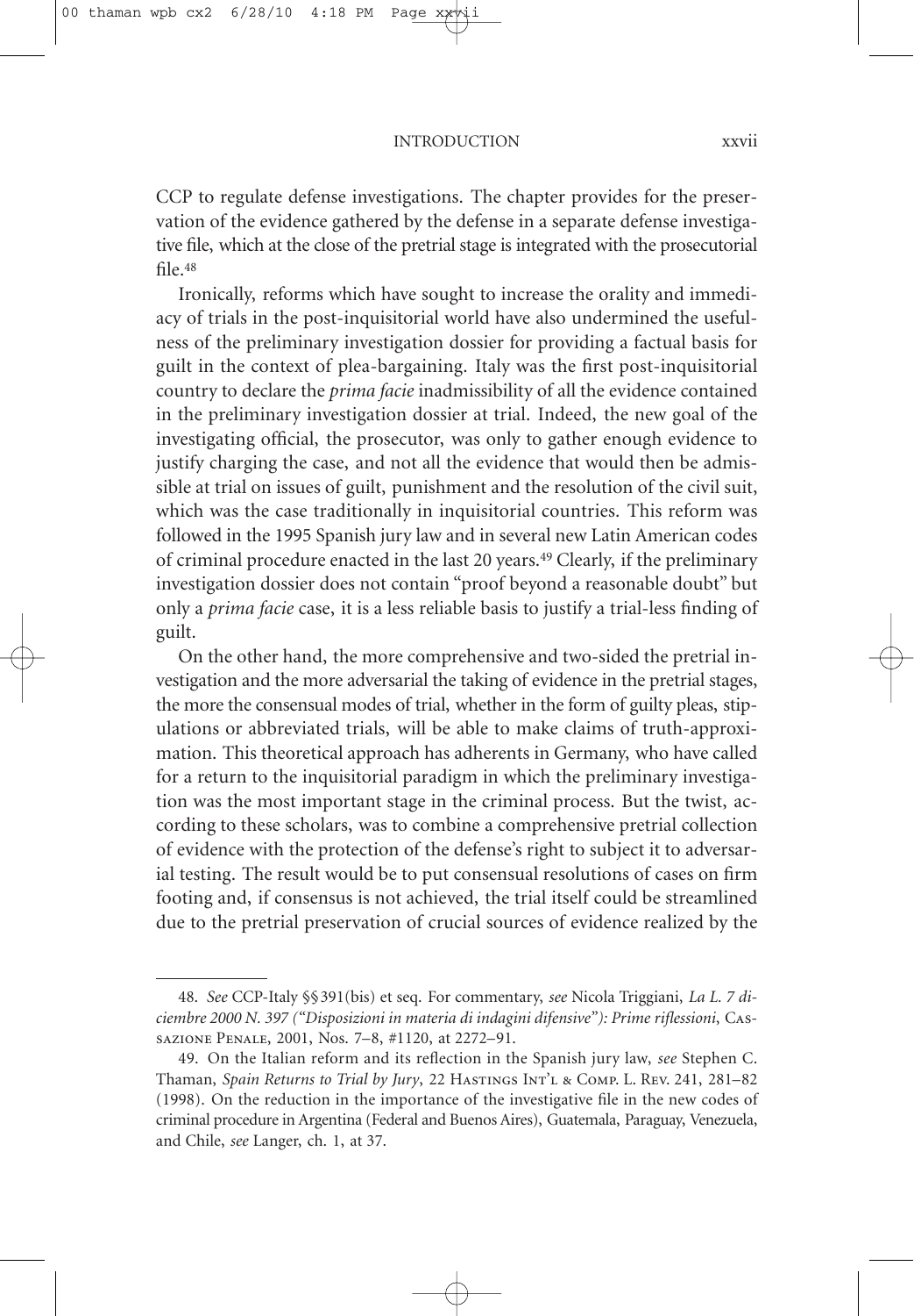CCP to regulate defense investigations. The chapter provides for the preservation of the evidence gathered by the defense in a separate defense investigative file, which at the close of the pretrial stage is integrated with the prosecutorial file.[48]

Ironically, reforms which have sought to increase the orality and immediacy of trials in the post-inquisitorial world have also undermined the usefulness of the preliminary investigation dossier for providing a factual basis for guilt in the context of plea-bargaining. Italy was the first post-inquisitorial country to declare the *prima facie* inadmissibility of all the evidence contained in the preliminary investigation dossier at trial. Indeed, the new goal of the investigating official, the prosecutor, was only to gather enough evidence to justify charging the case, and not all the evidence that would then be admissible at trial on issues of guilt, punishment and the resolution of the civil suit, which was the case traditionally in inquisitorial countries. This reform was followed in the 1995 Spanish jury law and in several new Latin American codes of criminal procedure enacted in the last 20 years.[49] Clearly, if the preliminary investigation dossier does not contain "proof beyond a reasonable doubt" but only a *prima facie* case, it is a less reliable basis to justify a trial-less finding of guilt.

On the other hand, the more comprehensive and two-sided the pretrial investigation and the more adversarial the taking of evidence in the pretrial stages, the more the consensual modes of trial, whether in the form of guilty pleas, stipulations or abbreviated trials, will be able to make claims of truth-approximation. This theoretical approach has adherents in Germany, who have called for a return to the inquisitorial paradigm in which the preliminary investigation was the most important stage in the criminal process. But the twist, according to these scholars, was to combine a comprehensive pretrial collection of evidence with the protection of the defense's right to subject it to adversarial testing. The result would be to put consensual resolutions of cases on firm footing and, if consensus is not achieved, the trial itself could be streamlined due to the pretrial preservation of crucial sources of evidence realized by the

---

48. *See* CCP-Italy §§391(bis) et seq. For commentary, *see* Nicola Triggiani, *La L. 7 diciembre 2000 N. 397 ("Disposizioni in materia di indagini difensive"): Prime riflessioni*, Cassazione Penale, 2001, Nos. 7–8, #1120, at 2272–91.

49. On the Italian reform and its reflection in the Spanish jury law, *see* Stephen C. Thaman, *Spain Returns to Trial by Jury*, 22 Hastings Int'l & Comp. L. Rev. 241, 281–82 (1998). On the reduction in the importance of the investigative file in the new codes of criminal procedure in Argentina (Federal and Buenos Aires), Guatemala, Paraguay, Venezuela, and Chile, *see* Langer, ch. 1, at 37.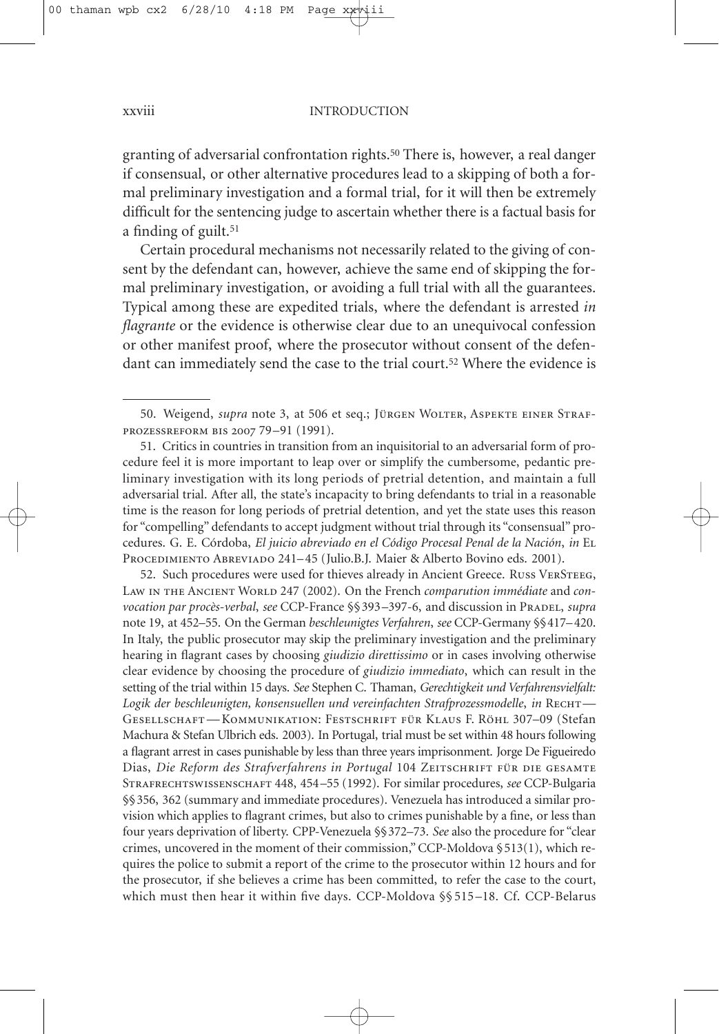granting of adversarial confrontation rights.[50] There is, however, a real danger if consensual, or other alternative procedures lead to a skipping of both a formal preliminary investigation and a formal trial, for it will then be extremely difficult for the sentencing judge to ascertain whether there is a factual basis for a finding of guilt.[51]

Certain procedural mechanisms not necessarily related to the giving of consent by the defendant can, however, achieve the same end of skipping the formal preliminary investigation, or avoiding a full trial with all the guarantees. Typical among these are expedited trials, where the defendant is arrested *in flagrante* or the evidence is otherwise clear due to an unequivocal confession or other manifest proof, where the prosecutor without consent of the defendant can immediately send the case to the trial court.[52] Where the evidence is

---

50. Weigend, *supra* note 3, at 506 et seq.; Jürgen Wolter, Aspekte einer Strafprozessreform bis 2007 79–91 (1991).

51. Critics in countries in transition from an inquisitorial to an adversarial form of procedure feel it is more important to leap over or simplify the cumbersome, pedantic preliminary investigation with its long periods of pretrial detention, and maintain a full adversarial trial. After all, the state's incapacity to bring defendants to trial in a reasonable time is the reason for long periods of pretrial detention, and yet the state uses this reason for "compelling" defendants to accept judgment without trial through its "consensual" procedures. G. E. Córdoba, *El juicio abreviado en el Código Procesal Penal de la Nación*, *in* El Procedimiento Abreviado 241–45 (Julio.B.J. Maier & Alberto Bovino eds. 2001).

52. Such procedures were used for thieves already in Ancient Greece. Russ VerSteeg, Law in the Ancient World 247 (2002). On the French *comparution immédiate* and *convocation par procès-verbal*, *see* CCP-France §§393–397-6, and discussion in Pradel, *supra* note 19, at 452–55. On the German *beschleunigtes Verfahren*, *see* CCP-Germany §§417–420. In Italy, the public prosecutor may skip the preliminary investigation and the preliminary hearing in flagrant cases by choosing *giudizio direttissimo* or in cases involving otherwise clear evidence by choosing the procedure of *giudizio immediato*, which can result in the setting of the trial within 15 days. *See* Stephen C. Thaman, *Gerechtigkeit und Verfahrensvielfalt: Logik der beschleunigten, konsensuellen und vereinfachten Strafprozessmodelle*, *in* Recht—Gesellschaft—Kommunikation: Festschrift für Klaus F. Röhl 307–09 (Stefan Machura & Stefan Ulbrich eds. 2003). In Portugal, trial must be set within 48 hours following a flagrant arrest in cases punishable by less than three years imprisonment. Jorge De Figueiredo Dias, *Die Reform des Strafverfahrens in Portugal* 104 Zeitschrift für die gesamte Strafrechtswissenschaft 448, 454–55 (1992). For similar procedures, *see* CCP-Bulgaria §§356, 362 (summary and immediate procedures). Venezuela has introduced a similar provision which applies to flagrant crimes, but also to crimes punishable by a fine, or less than four years deprivation of liberty. CPP-Venezuela §§372–73. *See* also the procedure for "clear crimes, uncovered in the moment of their commission," CCP-Moldova §513(1), which requires the police to submit a report of the crime to the prosecutor within 12 hours and for the prosecutor, if she believes a crime has been committed, to refer the case to the court, which must then hear it within five days. CCP-Moldova §§515–18. Cf. CCP-Belarus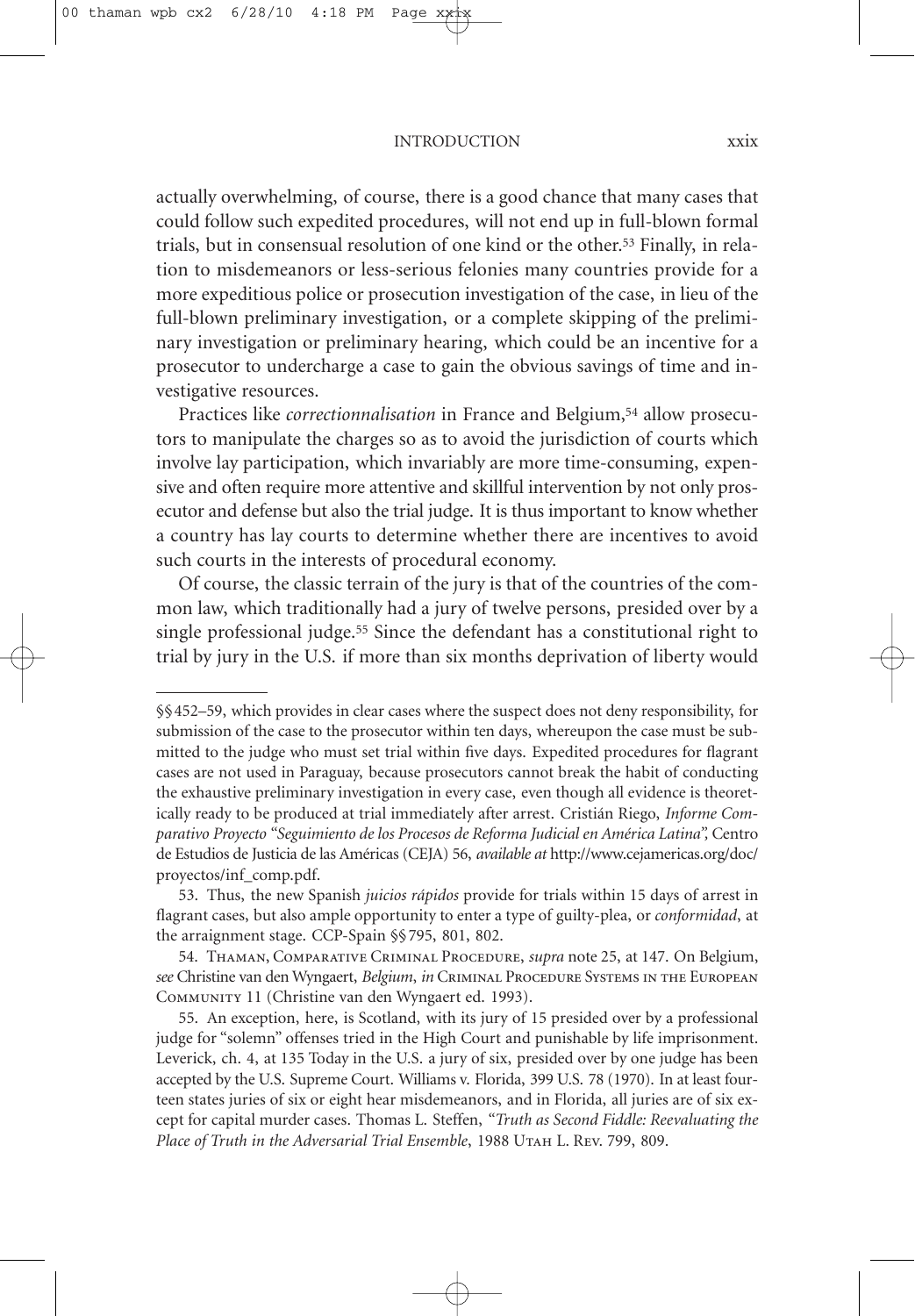actually overwhelming, of course, there is a good chance that many cases that could follow such expedited procedures, will not end up in full-blown formal trials, but in consensual resolution of one kind or the other.[53] Finally, in relation to misdemeanors or less-serious felonies many countries provide for a more expeditious police or prosecution investigation of the case, in lieu of the full-blown preliminary investigation, or a complete skipping of the preliminary investigation or preliminary hearing, which could be an incentive for a prosecutor to undercharge a case to gain the obvious savings of time and investigative resources.

Practices like *correctionnalisation* in France and Belgium,[54] allow prosecutors to manipulate the charges so as to avoid the jurisdiction of courts which involve lay participation, which invariably are more time-consuming, expensive and often require more attentive and skillful intervention by not only prosecutor and defense but also the trial judge. It is thus important to know whether a country has lay courts to determine whether there are incentives to avoid such courts in the interests of procedural economy.

Of course, the classic terrain of the jury is that of the countries of the common law, which traditionally had a jury of twelve persons, presided over by a single professional judge.[55] Since the defendant has a constitutional right to trial by jury in the U.S. if more than six months deprivation of liberty would

---

§§452–59, which provides in clear cases where the suspect does not deny responsibility, for submission of the case to the prosecutor within ten days, whereupon the case must be submitted to the judge who must set trial within five days. Expedited procedures for flagrant cases are not used in Paraguay, because prosecutors cannot break the habit of conducting the exhaustive preliminary investigation in every case, even though all evidence is theoretically ready to be produced at trial immediately after arrest. Cristián Riego, *Informe Comparativo Proyecto "Seguimiento de los Procesos de Reforma Judicial en América Latina",* Centro de Estudios de Justicia de las Américas (CEJA) 56, *available at* http://www.cejamericas.org/doc/proyectos/inf_comp.pdf.

53. Thus, the new Spanish *juicios rápidos* provide for trials within 15 days of arrest in flagrant cases, but also ample opportunity to enter a type of guilty-plea, or *conformidad*, at the arraignment stage. CCP-Spain §§795, 801, 802.

54. Thaman, Comparative Criminal Procedure, *supra* note 25, at 147. On Belgium, *see* Christine van den Wyngaert, *Belgium*, *in* Criminal Procedure Systems in the European Community 11 (Christine van den Wyngaert ed. 1993).

55. An exception, here, is Scotland, with its jury of 15 presided over by a professional judge for "solemn" offenses tried in the High Court and punishable by life imprisonment. Leverick, ch. 4, at 135 Today in the U.S. a jury of six, presided over by one judge has been accepted by the U.S. Supreme Court. Williams v. Florida, 399 U.S. 78 (1970). In at least fourteen states juries of six or eight hear misdemeanors, and in Florida, all juries are of six except for capital murder cases. Thomas L. Steffen, "*Truth as Second Fiddle: Reevaluating the Place of Truth in the Adversarial Trial Ensemble*, 1988 Utah L. Rev. 799, 809.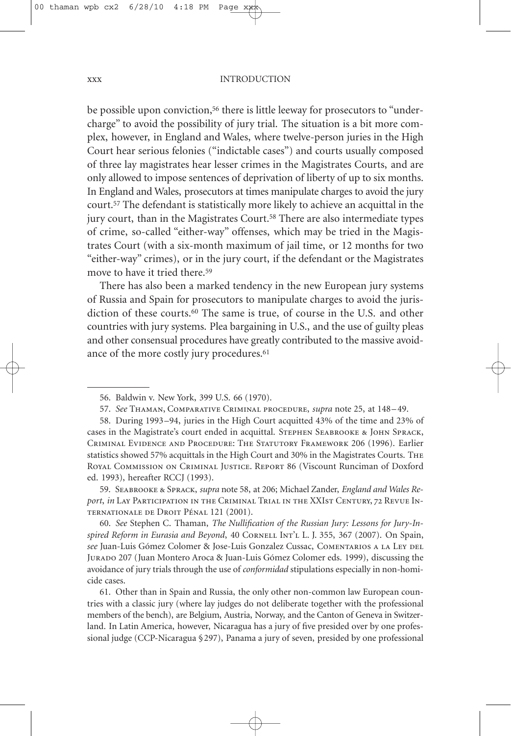be possible upon conviction,[56] there is little leeway for prosecutors to "undercharge" to avoid the possibility of jury trial. The situation is a bit more complex, however, in England and Wales, where twelve-person juries in the High Court hear serious felonies ("indictable cases") and courts usually composed of three lay magistrates hear lesser crimes in the Magistrates Courts, and are only allowed to impose sentences of deprivation of liberty of up to six months. In England and Wales, prosecutors at times manipulate charges to avoid the jury court.[57] The defendant is statistically more likely to achieve an acquittal in the jury court, than in the Magistrates Court.[58] There are also intermediate types of crime, so-called "either-way" offenses, which may be tried in the Magistrates Court (with a six-month maximum of jail time, or 12 months for two "either-way" crimes), or in the jury court, if the defendant or the Magistrates move to have it tried there.[59]

There has also been a marked tendency in the new European jury systems of Russia and Spain for prosecutors to manipulate charges to avoid the jurisdiction of these courts.[60] The same is true, of course in the U.S. and other countries with jury systems. Plea bargaining in U.S., and the use of guilty pleas and other consensual procedures have greatly contributed to the massive avoidance of the more costly jury procedures.[61]

---

56. Baldwin v. New York, 399 U.S. 66 (1970).

57. *See* Thaman, Comparative Criminal procedure, *supra* note 25, at 148–49.

58. During 1993–94, juries in the High Court acquitted 43% of the time and 23% of cases in the Magistrate's court ended in acquittal. Stephen Seabrooke & John Sprack, Criminal Evidence and Procedure: The Statutory Framework 206 (1996). Earlier statistics showed 57% acquittals in the High Court and 30% in the Magistrates Courts. The Royal Commission on Criminal Justice. Report 86 (Viscount Runciman of Doxford ed. 1993), hereafter RCCJ (1993).

59. Seabrooke & Sprack, *supra* note 58, at 206; Michael Zander, *England and Wales Report*, *in* Lay Participation in the Criminal Trial in the XXIst Century, 72 Revue Internationale de Droit Pénal 121 (2001).

60. *See* Stephen C. Thaman, *The Nullification of the Russian Jury: Lessons for Jury-Inspired Reform in Eurasia and Beyond*, 40 Cornell Int'l L. J. 355, 367 (2007). On Spain, *see* Juan-Luis Gómez Colomer & Jose-Luis Gonzalez Cussac, Comentarios a la Ley del Jurado 207 (Juan Montero Aroca & Juan-Luis Gómez Colomer eds. 1999), discussing the avoidance of jury trials through the use of *conformidad* stipulations especially in non-homicide cases.

61. Other than in Spain and Russia, the only other non-common law European countries with a classic jury (where lay judges do not deliberate together with the professional members of the bench), are Belgium, Austria, Norway, and the Canton of Geneva in Switzerland. In Latin America, however, Nicaragua has a jury of five presided over by one professional judge (CCP-Nicaragua §297), Panama a jury of seven, presided by one professional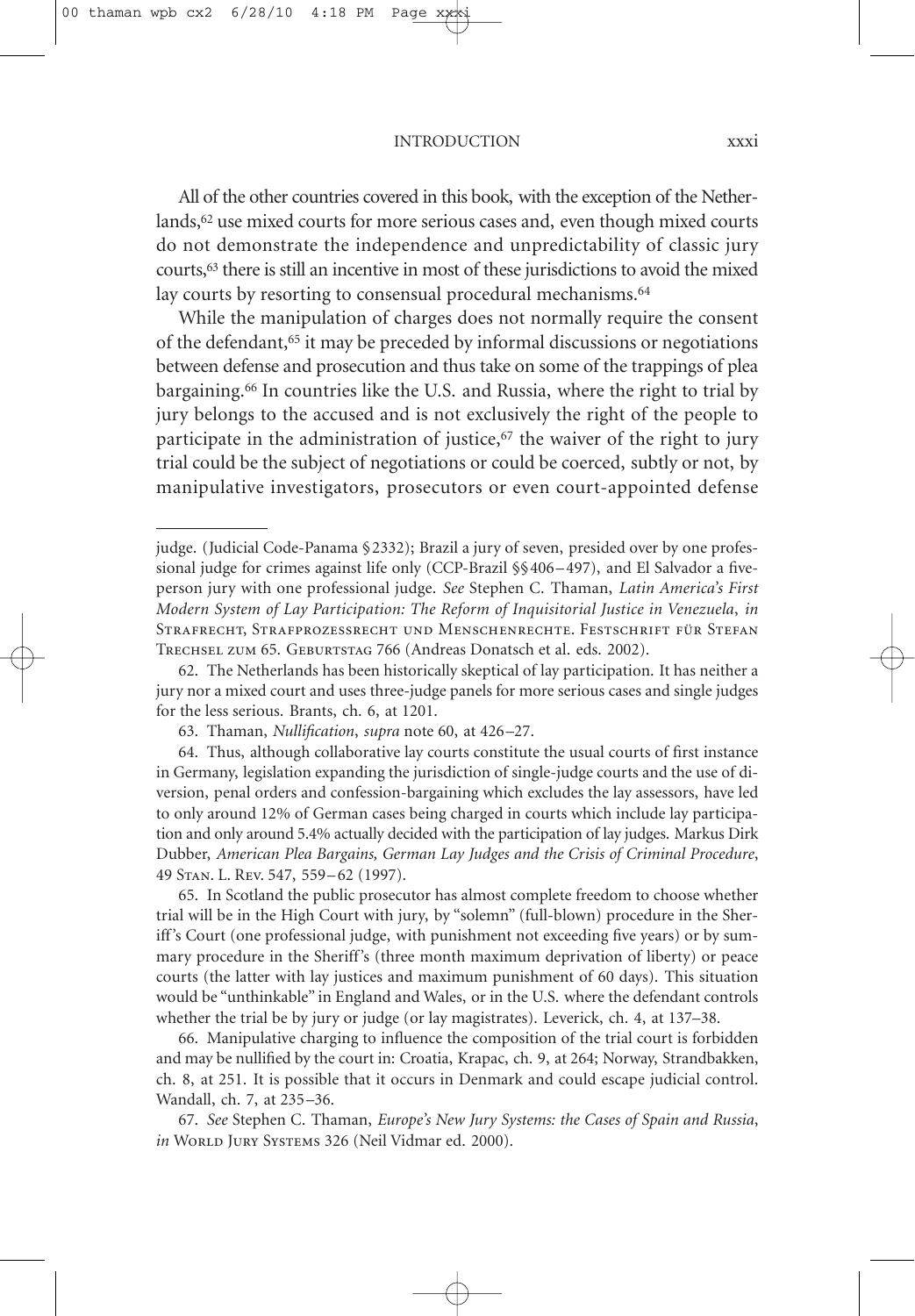All of the other countries covered in this book, with the exception of the Netherlands,[62] use mixed courts for more serious cases and, even though mixed courts do not demonstrate the independence and unpredictability of classic jury courts,[63] there is still an incentive in most of these jurisdictions to avoid the mixed lay courts by resorting to consensual procedural mechanisms.[64]

While the manipulation of charges does not normally require the consent of the defendant,[65] it may be preceded by informal discussions or negotiations between defense and prosecution and thus take on some of the trappings of plea bargaining.[66] In countries like the U.S. and Russia, where the right to trial by jury belongs to the accused and is not exclusively the right of the people to participate in the administration of justice,[67] the waiver of the right to jury trial could be the subject of negotiations or could be coerced, subtly or not, by manipulative investigators, prosecutors or even court-appointed defense

---

judge. (Judicial Code-Panama §2332); Brazil a jury of seven, presided over by one professional judge for crimes against life only (CCP-Brazil §§406–497), and El Salvador a five-person jury with one professional judge. *See* Stephen C. Thaman, *Latin America's First Modern System of Lay Participation: The Reform of Inquisitorial Justice in Venezuela*, *in* Strafrecht, Strafprozessrecht und Menschenrechte. Festschrift für Stefan Trechsel zum 65. Geburtstag 766 (Andreas Donatsch et al. eds. 2002).

62. The Netherlands has been historically skeptical of lay participation. It has neither a jury nor a mixed court and uses three-judge panels for more serious cases and single judges for the less serious. Brants, ch. 6, at 1201.

63. Thaman, *Nullification*, *supra* note 60, at 426–27.

64. Thus, although collaborative lay courts constitute the usual courts of first instance in Germany, legislation expanding the jurisdiction of single-judge courts and the use of diversion, penal orders and confession-bargaining which excludes the lay assessors, have led to only around 12% of German cases being charged in courts which include lay participation and only around 5.4% actually decided with the participation of lay judges. Markus Dirk Dubber, *American Plea Bargains, German Lay Judges and the Crisis of Criminal Procedure*, 49 Stan. L. Rev. 547, 559–62 (1997).

65. In Scotland the public prosecutor has almost complete freedom to choose whether trial will be in the High Court with jury, by "solemn" (full-blown) procedure in the Sheriff's Court (one professional judge, with punishment not exceeding five years) or by summary procedure in the Sheriff's (three month maximum deprivation of liberty) or peace courts (the latter with lay justices and maximum punishment of 60 days). This situation would be "unthinkable" in England and Wales, or in the U.S. where the defendant controls whether the trial be by jury or judge (or lay magistrates). Leverick, ch. 4, at 137–38.

66. Manipulative charging to influence the composition of the trial court is forbidden and may be nullified by the court in: Croatia, Krapac, ch. 9, at 264; Norway, Strandbakken, ch. 8, at 251. It is possible that it occurs in Denmark and could escape judicial control. Wandall, ch. 7, at 235–36.

67. *See* Stephen C. Thaman, *Europe's New Jury Systems: the Cases of Spain and Russia*, *in* World Jury Systems 326 (Neil Vidmar ed. 2000).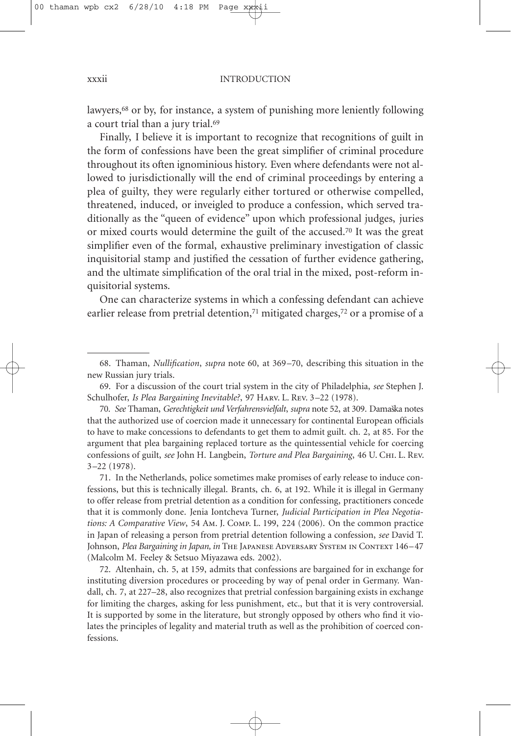lawyers,[68] or by, for instance, a system of punishing more leniently following a court trial than a jury trial.[69]

Finally, I believe it is important to recognize that recognitions of guilt in the form of confessions have been the great simplifier of criminal procedure throughout its often ignominious history. Even where defendants were not allowed to jurisdictionally will the end of criminal proceedings by entering a plea of guilty, they were regularly either tortured or otherwise compelled, threatened, induced, or inveigled to produce a confession, which served traditionally as the "queen of evidence" upon which professional judges, juries or mixed courts would determine the guilt of the accused.[70] It was the great simplifier even of the formal, exhaustive preliminary investigation of classic inquisitorial stamp and justified the cessation of further evidence gathering, and the ultimate simplification of the oral trial in the mixed, post-reform inquisitorial systems.

One can characterize systems in which a confessing defendant can achieve earlier release from pretrial detention,[71] mitigated charges,[72] or a promise of a

---

68. Thaman, *Nullification*, *supra* note 60, at 369–70, describing this situation in the new Russian jury trials.

69. For a discussion of the court trial system in the city of Philadelphia, *see* Stephen J. Schulhofer, *Is Plea Bargaining Inevitable?*, 97 Harv. L. Rev. 3–22 (1978).

70. *See* Thaman, *Gerechtigkeit und Verfahrensvielfalt*, *supra* note 52, at 309. Damaška notes that the authorized use of coercion made it unnecessary for continental European officials to have to make concessions to defendants to get them to admit guilt. ch. 2, at 85. For the argument that plea bargaining replaced torture as the quintessential vehicle for coercing confessions of guilt, *see* John H. Langbein, *Torture and Plea Bargaining*, 46 U. Chi. L. Rev. 3–22 (1978).

71. In the Netherlands, police sometimes make promises of early release to induce confessions, but this is technically illegal. Brants, ch. 6, at 192. While it is illegal in Germany to offer release from pretrial detention as a condition for confessing, practitioners concede that it is commonly done. Jenia Iontcheva Turner, *Judicial Participation in Plea Negotiations: A Comparative View*, 54 Am. J. Comp. L. 199, 224 (2006). On the common practice in Japan of releasing a person from pretrial detention following a confession, *see* David T. Johnson, *Plea Bargaining in Japan, in* The Japanese Adversary System in Context 146–47 (Malcolm M. Feeley & Setsuo Miyazawa eds. 2002).

72. Altenhain, ch. 5, at 159, admits that confessions are bargained for in exchange for instituting diversion procedures or proceeding by way of penal order in Germany. Wandall, ch. 7, at 227–28, also recognizes that pretrial confession bargaining exists in exchange for limiting the charges, asking for less punishment, etc., but that it is very controversial. It is supported by some in the literature, but strongly opposed by others who find it violates the principles of legality and material truth as well as the prohibition of coerced confessions.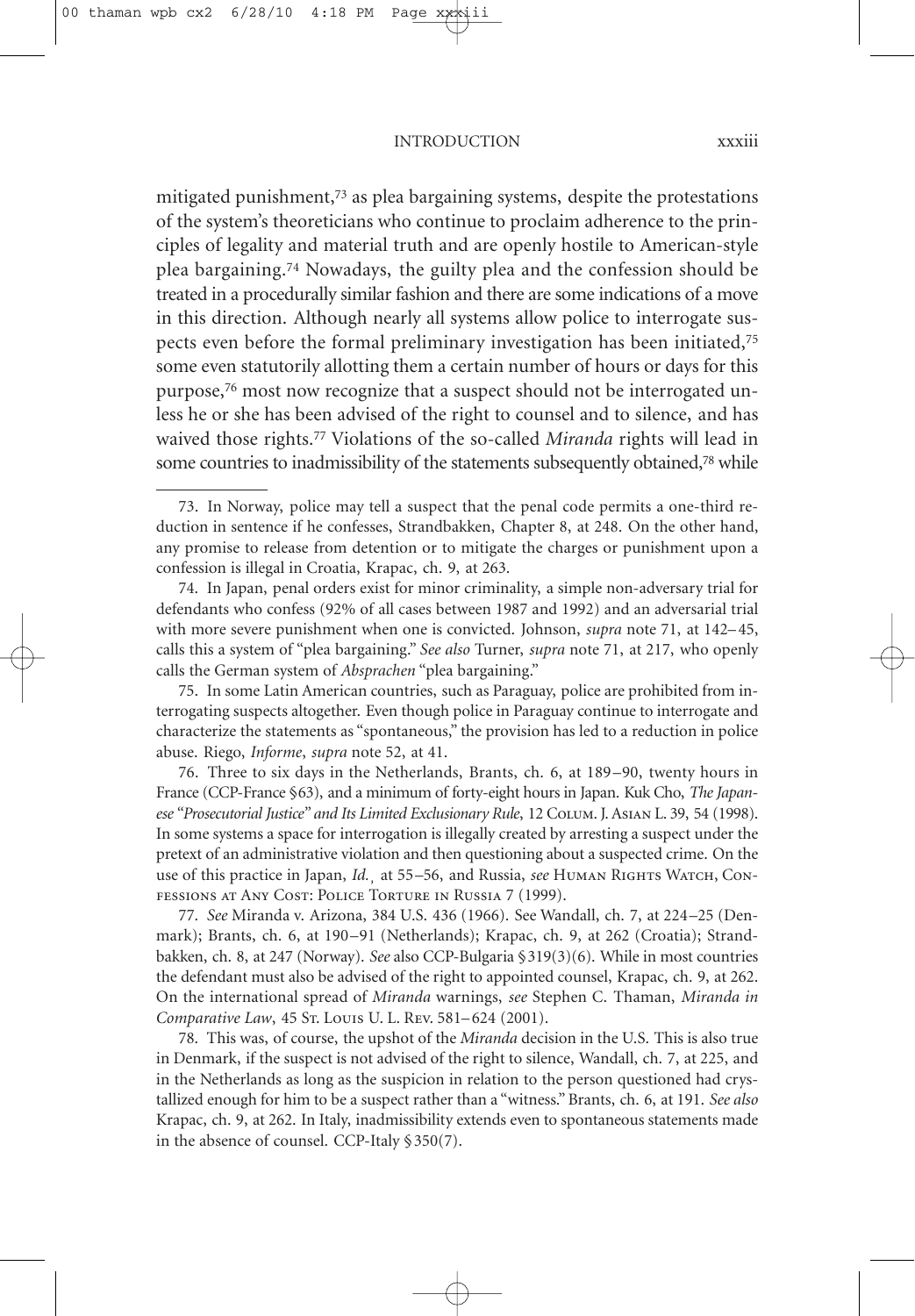mitigated punishment,[73] as plea bargaining systems, despite the protestations of the system's theoreticians who continue to proclaim adherence to the principles of legality and material truth and are openly hostile to American-style plea bargaining.[74] Nowadays, the guilty plea and the confession should be treated in a procedurally similar fashion and there are some indications of a move in this direction. Although nearly all systems allow police to interrogate suspects even before the formal preliminary investigation has been initiated,[75] some even statutorily allotting them a certain number of hours or days for this purpose,[76] most now recognize that a suspect should not be interrogated unless he or she has been advised of the right to counsel and to silence, and has waived those rights.[77] Violations of the so-called *Miranda* rights will lead in some countries to inadmissibility of the statements subsequently obtained,[78] while

---

73. In Norway, police may tell a suspect that the penal code permits a one-third reduction in sentence if he confesses, Strandbakken, Chapter 8, at 248. On the other hand, any promise to release from detention or to mitigate the charges or punishment upon a confession is illegal in Croatia, Krapac, ch. 9, at 263.

74. In Japan, penal orders exist for minor criminality, a simple non-adversary trial for defendants who confess (92% of all cases between 1987 and 1992) and an adversarial trial with more severe punishment when one is convicted. Johnson, *supra* note 71, at 142–45, calls this a system of "plea bargaining." *See also* Turner, *supra* note 71, at 217, who openly calls the German system of *Absprachen* "plea bargaining."

75. In some Latin American countries, such as Paraguay, police are prohibited from interrogating suspects altogether. Even though police in Paraguay continue to interrogate and characterize the statements as "spontaneous," the provision has led to a reduction in police abuse. Riego, *Informe*, *supra* note 52, at 41.

76. Three to six days in the Netherlands, Brants, ch. 6, at 189–90, twenty hours in France (CCP-France §63), and a minimum of forty-eight hours in Japan. Kuk Cho, *The Japanese "Prosecutorial Justice" and Its Limited Exclusionary Rule*, 12 Colum. J. Asian L. 39, 54 (1998). In some systems a space for interrogation is illegally created by arresting a suspect under the pretext of an administrative violation and then questioning about a suspected crime. On the use of this practice in Japan, *Id.*¸ at 55–56, and Russia, *see* Human Rights Watch, Confessions at Any Cost: Police Torture in Russia 7 (1999).

77. *See* Miranda v. Arizona, 384 U.S. 436 (1966). See Wandall, ch. 7, at 224–25 (Denmark); Brants, ch. 6, at 190–91 (Netherlands); Krapac, ch. 9, at 262 (Croatia); Strandbakken, ch. 8, at 247 (Norway). *See* also CCP-Bulgaria §319(3)(6). While in most countries the defendant must also be advised of the right to appointed counsel, Krapac, ch. 9, at 262. On the international spread of *Miranda* warnings, *see* Stephen C. Thaman, *Miranda in Comparative Law*, 45 St. Louis U. L. Rev. 581–624 (2001).

78. This was, of course, the upshot of the *Miranda* decision in the U.S. This is also true in Denmark, if the suspect is not advised of the right to silence, Wandall, ch. 7, at 225, and in the Netherlands as long as the suspicion in relation to the person questioned had crystallized enough for him to be a suspect rather than a "witness." Brants, ch. 6, at 191. *See also* Krapac, ch. 9, at 262. In Italy, inadmissibility extends even to spontaneous statements made in the absence of counsel. CCP-Italy §350(7).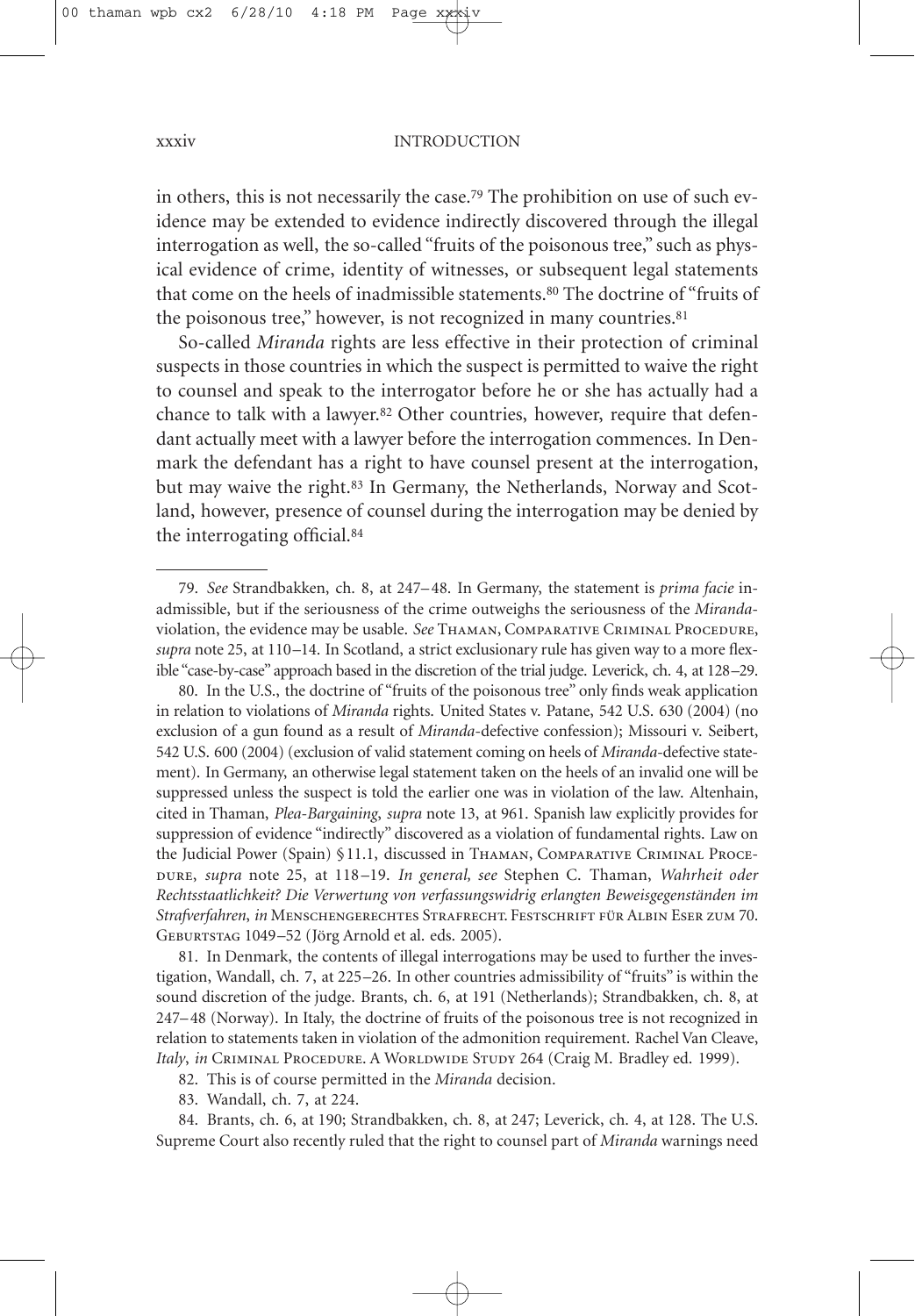in others, this is not necessarily the case.[79] The prohibition on use of such evidence may be extended to evidence indirectly discovered through the illegal interrogation as well, the so-called "fruits of the poisonous tree," such as physical evidence of crime, identity of witnesses, or subsequent legal statements that come on the heels of inadmissible statements.[80] The doctrine of "fruits of the poisonous tree," however, is not recognized in many countries.[81]

So-called *Miranda* rights are less effective in their protection of criminal suspects in those countries in which the suspect is permitted to waive the right to counsel and speak to the interrogator before he or she has actually had a chance to talk with a lawyer.[82] Other countries, however, require that defendant actually meet with a lawyer before the interrogation commences. In Denmark the defendant has a right to have counsel present at the interrogation, but may waive the right.[83] In Germany, the Netherlands, Norway and Scotland, however, presence of counsel during the interrogation may be denied by the interrogating official.[84]

---

79. *See* Strandbakken, ch. 8, at 247–48. In Germany, the statement is *prima facie* inadmissible, but if the seriousness of the crime outweighs the seriousness of the *Miranda*-violation, the evidence may be usable. *See* Thaman, Comparative Criminal Procedure, *supra* note 25, at 110–14. In Scotland, a strict exclusionary rule has given way to a more flexible "case-by-case" approach based in the discretion of the trial judge. Leverick, ch. 4, at 128–29.

80. In the U.S., the doctrine of "fruits of the poisonous tree" only finds weak application in relation to violations of *Miranda* rights. United States v. Patane, 542 U.S. 630 (2004) (no exclusion of a gun found as a result of *Miranda*-defective confession); Missouri v. Seibert, 542 U.S. 600 (2004) (exclusion of valid statement coming on heels of *Miranda*-defective statement). In Germany, an otherwise legal statement taken on the heels of an invalid one will be suppressed unless the suspect is told the earlier one was in violation of the law. Altenhain, cited in Thaman, *Plea-Bargaining*, *supra* note 13, at 961. Spanish law explicitly provides for suppression of evidence "indirectly" discovered as a violation of fundamental rights. Law on the Judicial Power (Spain) § 11.1, discussed in Thaman, Comparative Criminal Procedure, *supra* note 25, at 118–19. *In general, see* Stephen C. Thaman, *Wahrheit oder Rechtsstaatlichkeit? Die Verwertung von verfassungswidrig erlangten Beweisgegenständen im Strafverfahren*, *in* Menschengerechtes Strafrecht. Festschrift für Albin Eser zum 70. Geburtstag 1049–52 (Jörg Arnold et al. eds. 2005).

81. In Denmark, the contents of illegal interrogations may be used to further the investigation, Wandall, ch. 7, at 225–26. In other countries admissibility of "fruits" is within the sound discretion of the judge. Brants, ch. 6, at 191 (Netherlands); Strandbakken, ch. 8, at 247–48 (Norway). In Italy, the doctrine of fruits of the poisonous tree is not recognized in relation to statements taken in violation of the admonition requirement. Rachel Van Cleave, *Italy*, *in* Criminal Procedure. A Worldwide Study 264 (Craig M. Bradley ed. 1999).

82. This is of course permitted in the *Miranda* decision.

83. Wandall, ch. 7, at 224.

84. Brants, ch. 6, at 190; Strandbakken, ch. 8, at 247; Leverick, ch. 4, at 128. The U.S. Supreme Court also recently ruled that the right to counsel part of *Miranda* warnings need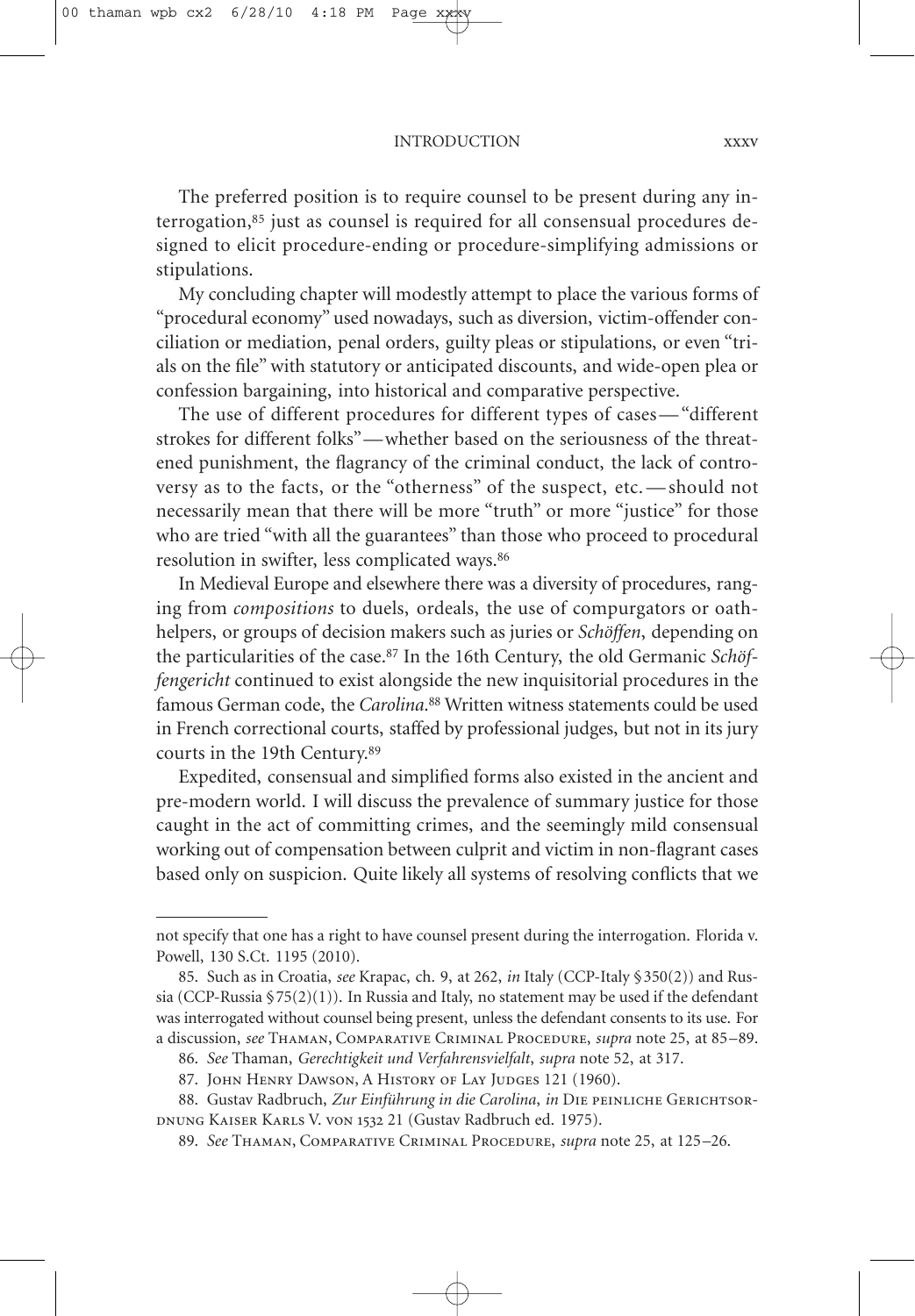The preferred position is to require counsel to be present during any interrogation,[85] just as counsel is required for all consensual procedures designed to elicit procedure-ending or procedure-simplifying admissions or stipulations.

My concluding chapter will modestly attempt to place the various forms of "procedural economy" used nowadays, such as diversion, victim-offender conciliation or mediation, penal orders, guilty pleas or stipulations, or even "trials on the file" with statutory or anticipated discounts, and wide-open plea or confession bargaining, into historical and comparative perspective.

The use of different procedures for different types of cases—"different strokes for different folks"—whether based on the seriousness of the threatened punishment, the flagrancy of the criminal conduct, the lack of controversy as to the facts, or the "otherness" of the suspect, etc.—should not necessarily mean that there will be more "truth" or more "justice" for those who are tried "with all the guarantees" than those who proceed to procedural resolution in swifter, less complicated ways.[86]

In Medieval Europe and elsewhere there was a diversity of procedures, ranging from *compositions* to duels, ordeals, the use of compurgators or oath-helpers, or groups of decision makers such as juries or *Schöffen*, depending on the particularities of the case.[87] In the 16th Century, the old Germanic *Schöffengericht* continued to exist alongside the new inquisitorial procedures in the famous German code, the *Carolina*.[88] Written witness statements could be used in French correctional courts, staffed by professional judges, but not in its jury courts in the 19th Century.[89]

Expedited, consensual and simplified forms also existed in the ancient and pre-modern world. I will discuss the prevalence of summary justice for those caught in the act of committing crimes, and the seemingly mild consensual working out of compensation between culprit and victim in non-flagrant cases based only on suspicion. Quite likely all systems of resolving conflicts that we

---

not specify that one has a right to have counsel present during the interrogation. Florida v. Powell, 130 S.Ct. 1195 (2010).

85. Such as in Croatia, *see* Krapac, ch. 9, at 262, *in* Italy (CCP-Italy §350(2)) and Russia (CCP-Russia §75(2)(1)). In Russia and Italy, no statement may be used if the defendant was interrogated without counsel being present, unless the defendant consents to its use. For a discussion, *see* Thaman, Comparative Criminal Procedure, *supra* note 25, at 85–89.

86. *See* Thaman, *Gerechtigkeit und Verfahrensvielfalt*, *supra* note 52, at 317.

87. John Henry Dawson, A History of Lay Judges 121 (1960).

88. Gustav Radbruch, *Zur Einführung in die Carolina*, *in* Die peinliche Gerichtsordnung Kaiser Karls V. von 1532 21 (Gustav Radbruch ed. 1975).

89. *See* Thaman, Comparative Criminal Procedure, *supra* note 25, at 125–26.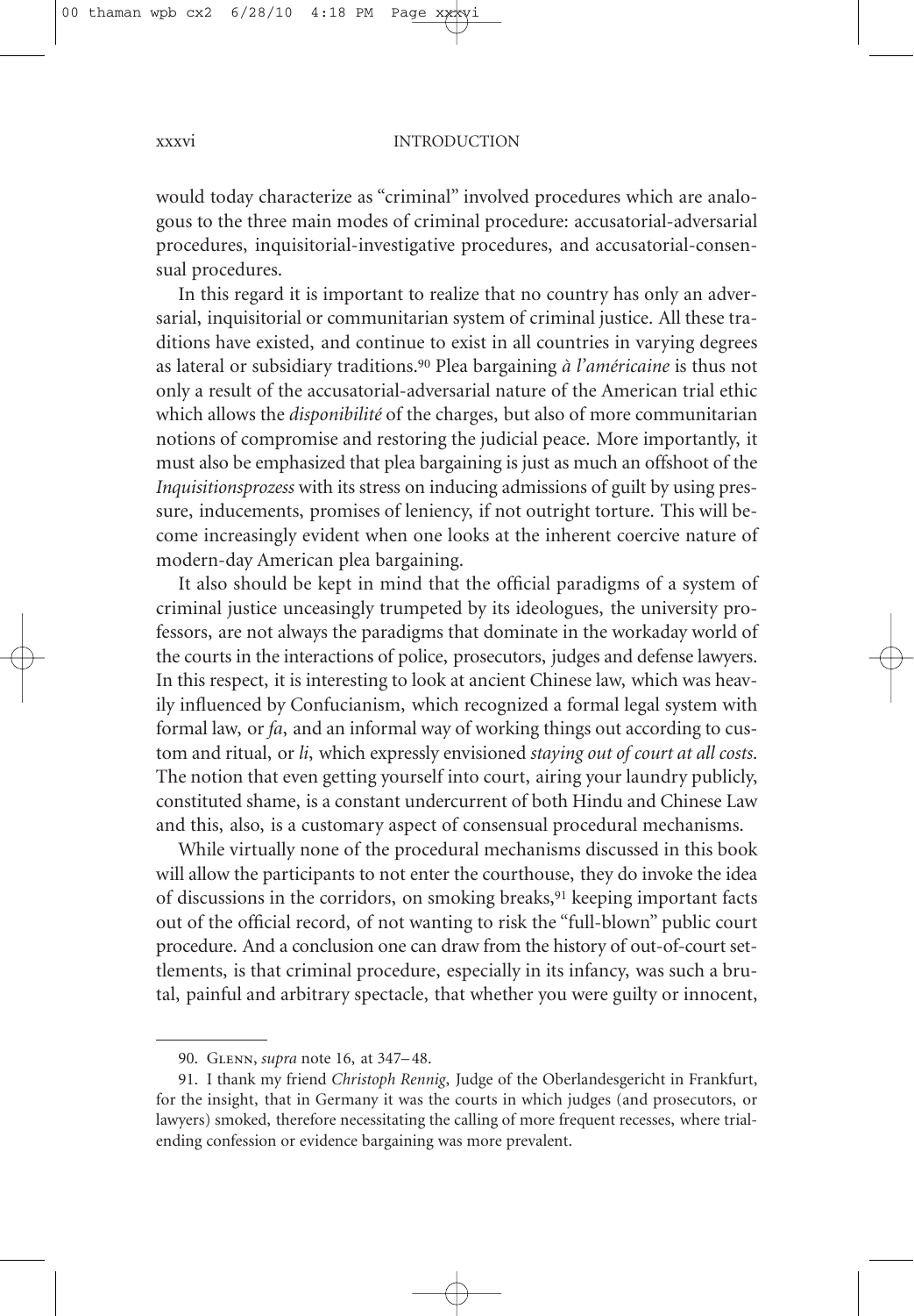would today characterize as "criminal" involved procedures which are analogous to the three main modes of criminal procedure: accusatorial-adversarial procedures, inquisitorial-investigative procedures, and accusatorial-consensual procedures.

In this regard it is important to realize that no country has only an adversarial, inquisitorial or communitarian system of criminal justice. All these traditions have existed, and continue to exist in all countries in varying degrees as lateral or subsidiary traditions.[90] Plea bargaining *à l'américaine* is thus not only a result of the accusatorial-adversarial nature of the American trial ethic which allows the *disponibilité* of the charges, but also of more communitarian notions of compromise and restoring the judicial peace. More importantly, it must also be emphasized that plea bargaining is just as much an offshoot of the *Inquisitionsprozess* with its stress on inducing admissions of guilt by using pressure, inducements, promises of leniency, if not outright torture. This will become increasingly evident when one looks at the inherent coercive nature of modern-day American plea bargaining.

It also should be kept in mind that the official paradigms of a system of criminal justice unceasingly trumpeted by its ideologues, the university professors, are not always the paradigms that dominate in the workaday world of the courts in the interactions of police, prosecutors, judges and defense lawyers. In this respect, it is interesting to look at ancient Chinese law, which was heavily influenced by Confucianism, which recognized a formal legal system with formal law, or *fa*, and an informal way of working things out according to custom and ritual, or *li*, which expressly envisioned *staying out of court at all costs*. The notion that even getting yourself into court, airing your laundry publicly, constituted shame, is a constant undercurrent of both Hindu and Chinese Law and this, also, is a customary aspect of consensual procedural mechanisms.

While virtually none of the procedural mechanisms discussed in this book will allow the participants to not enter the courthouse, they do invoke the idea of discussions in the corridors, on smoking breaks,[91] keeping important facts out of the official record, of not wanting to risk the "full-blown" public court procedure. And a conclusion one can draw from the history of out-of-court settlements, is that criminal procedure, especially in its infancy, was such a brutal, painful and arbitrary spectacle, that whether you were guilty or innocent,

---

90. Glenn, *supra* note 16, at 347–48.

91. I thank my friend *Christoph Rennig*, Judge of the Oberlandesgericht in Frankfurt, for the insight, that in Germany it was the courts in which judges (and prosecutors, or lawyers) smoked, therefore necessitating the calling of more frequent recesses, where trial-ending confession or evidence bargaining was more prevalent.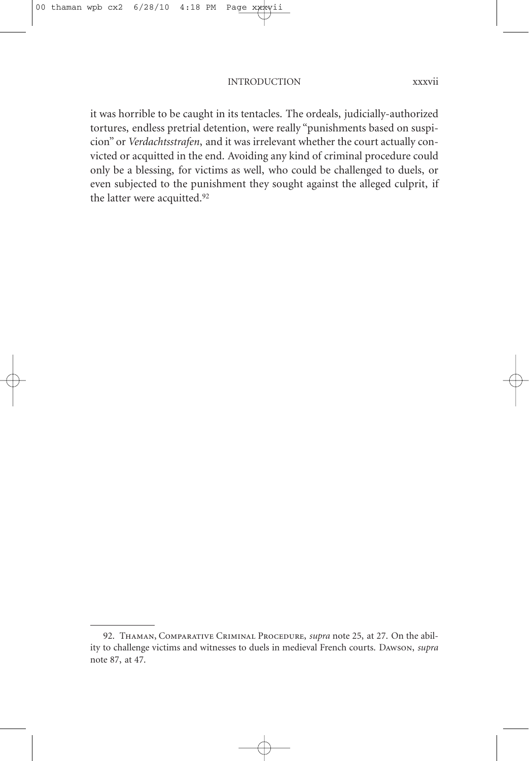it was horrible to be caught in its tentacles. The ordeals, judicially-authorized tortures, endless pretrial detention, were really "punishments based on suspicion" or *Verdachtsstrafen*, and it was irrelevant whether the court actually convicted or acquitted in the end. Avoiding any kind of criminal procedure could only be a blessing, for victims as well, who could be challenged to duels, or even subjected to the punishment they sought against the alleged culprit, if the latter were acquitted.[92]

---

92. Thaman, Comparative Criminal Procedure, *supra* note 25, at 27. On the ability to challenge victims and witnesses to duels in medieval French courts. Dawson, *supra* note 87, at 47.